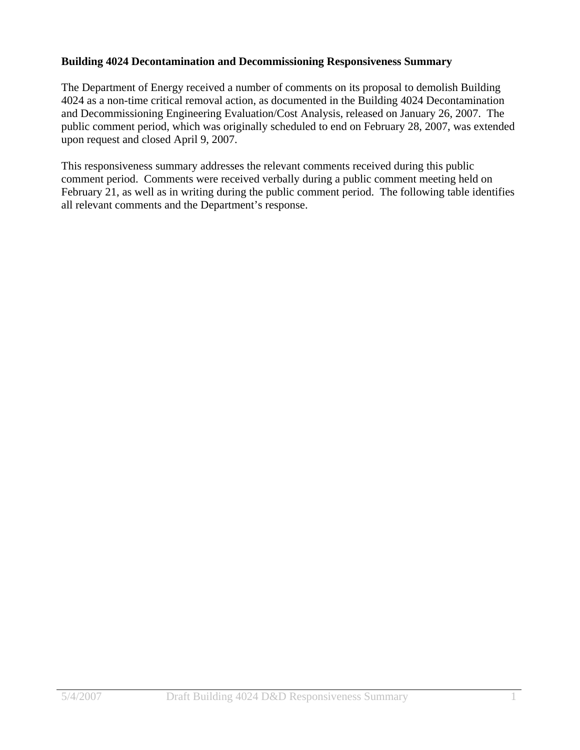**Building 4024 Decontamination and Decommissioning Responsiveness Summary**

The Department of Energy received a number of comments on its proposal to demolish Building 4024 as a non-time critical removal action, as documented in the Building 4024 Decontamination and Decommissioning Engineering Evaluation/Cost Analysis, released on January 26, 2007. The public comment period, which was originally scheduled to end on February 28, 2007, was extended upon request and closed April 9, 2007.

This responsiveness summary addresses the relevant comments received during this public comment period. Comments were received verbally during a public comment meeting held on February 21, as well as in writing during the public comment period. The following table identifies all relevant comments and the Department's response.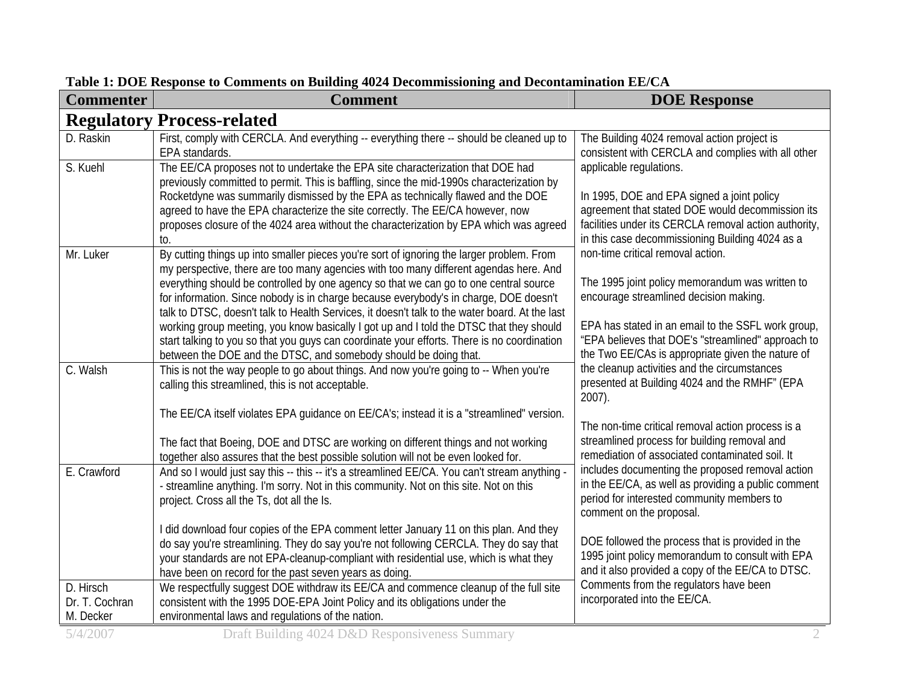**Table 1: DOE Response to Comments on Building 4024 Decommissioning and Decontamination EE/CA**

| Commenter | Comment | DOE Response |
|---|---|---|
| **Regulatory Process-related** | | |
| D. Raskin | First, comply with CERCLA. And everything -- everything there -- should be cleaned up to EPA standards. | The Building 4024 removal action project is consistent with CERCLA and complies with all other applicable regulations.<br><br>In 1995, DOE and EPA signed a joint policy agreement that stated DOE would decommission its facilities under its CERCLA removal action authority, in this case decommissioning Building 4024 as a non-time critical removal action.<br><br>The 1995 joint policy memorandum was written to encourage streamlined decision making.<br><br>EPA has stated in an email to the SSFL work group, "EPA believes that DOE's "streamlined" approach to the Two EE/CAs is appropriate given the nature of the cleanup activities and the circumstances presented at Building 4024 and the RMHF" (EPA 2007).<br><br>The non-time critical removal action process is a streamlined process for building removal and remediation of associated contaminated soil. It includes documenting the proposed removal action in the EE/CA, as well as providing a public comment period for interested community members to comment on the proposal.<br><br>DOE followed the process that is provided in the 1995 joint policy memorandum to consult with EPA and it also provided a copy of the EE/CA to DTSC. Comments from the regulators have been incorporated into the EE/CA. |
| S. Kuehl | The EE/CA proposes not to undertake the EPA site characterization that DOE had previously committed to permit. This is baffling, since the mid-1990s characterization by Rocketdyne was summarily dismissed by the EPA as technically flawed and the DOE agreed to have the EPA characterize the site correctly. The EE/CA however, now proposes closure of the 4024 area without the characterization by EPA which was agreed to. | |
| Mr. Luker | By cutting things up into smaller pieces you're sort of ignoring the larger problem. From my perspective, there are too many agencies with too many different agendas here. And everything should be controlled by one agency so that we can go to one central source for information. Since nobody is in charge because everybody's in charge, DOE doesn't talk to DTSC, doesn't talk to Health Services, it doesn't talk to the water board. At the last working group meeting, you know basically I got up and I told the DTSC that they should start talking to you so that you guys can coordinate your efforts. There is no coordination between the DOE and the DTSC, and somebody should be doing that. | |
| C. Walsh | This is not the way people to go about things. And now you're going to -- When you're calling this streamlined, this is not acceptable.<br><br>The EE/CA itself violates EPA guidance on EE/CA's; instead it is a "streamlined" version.<br><br>The fact that Boeing, DOE and DTSC are working on different things and not working together also assures that the best possible solution will not be even looked for. | |
| E. Crawford | And so I would just say this -- this -- it's a streamlined EE/CA. You can't stream anything -- streamline anything. I'm sorry. Not in this community. Not on this site. Not on this project. Cross all the Ts, dot all the Is.<br><br>I did download four copies of the EPA comment letter January 11 on this plan. And they do say you're streamlining. They do say you're not following CERCLA. They do say that your standards are not EPA-cleanup-compliant with residential use, which is what they have been on record for the past seven years as doing. | |
| D. Hirsch<br>Dr. T. Cochran<br>M. Decker | We respectfully suggest DOE withdraw its EE/CA and commence cleanup of the full site consistent with the 1995 DOE-EPA Joint Policy and its obligations under the environmental laws and regulations of the nation. | |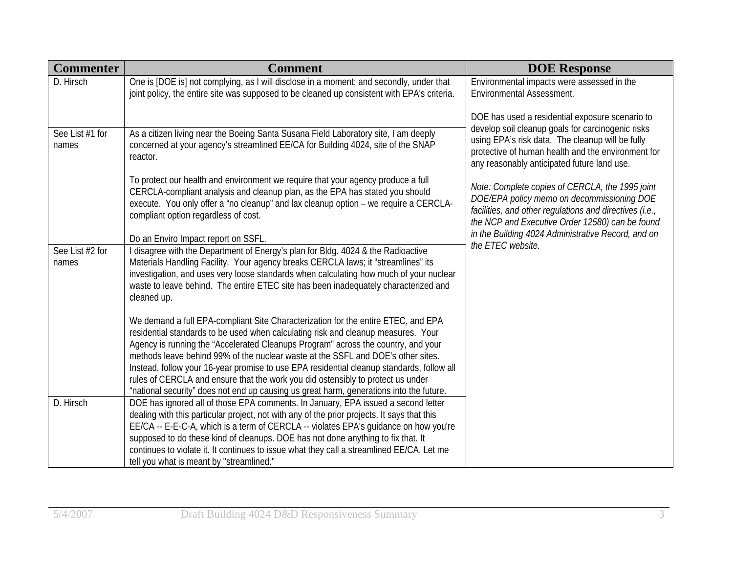| Commenter | Comment | DOE Response |
|---|---|---|
| D. Hirsch | One is [DOE is] not complying, as I will disclose in a moment; and secondly, under that joint policy, the entire site was supposed to be cleaned up consistent with EPA's criteria. | Environmental impacts were assessed in the Environmental Assessment.<br><br>DOE has used a residential exposure scenario to develop soil cleanup goals for carcinogenic risks using EPA's risk data. The cleanup will be fully protective of human health and the environment for any reasonably anticipated future land use.<br><br>*Note: Complete copies of CERCLA, the 1995 joint DOE/EPA policy memo on decommissioning DOE facilities, and other regulations and directives (i.e., the NCP and Executive Order 12580) can be found in the Building 4024 Administrative Record, and on the ETEC website.* |
| See List #1 for names | As a citizen living near the Boeing Santa Susana Field Laboratory site, I am deeply concerned at your agency's streamlined EE/CA for Building 4024, site of the SNAP reactor.<br><br>To protect our health and environment we require that your agency produce a full CERCLA-compliant analysis and cleanup plan, as the EPA has stated you should execute. You only offer a "no cleanup" and lax cleanup option – we require a CERCLA-compliant option regardless of cost.<br><br>Do an Enviro Impact report on SSFL. | |
| See List #2 for names | I disagree with the Department of Energy's plan for Bldg. 4024 & the Radioactive Materials Handling Facility. Your agency breaks CERCLA laws; it "streamlines" its investigation, and uses very loose standards when calculating how much of your nuclear waste to leave behind. The entire ETEC site has been inadequately characterized and cleaned up.<br><br>We demand a full EPA-compliant Site Characterization for the entire ETEC, and EPA residential standards to be used when calculating risk and cleanup measures. Your Agency is running the "Accelerated Cleanups Program" across the country, and your methods leave behind 99% of the nuclear waste at the SSFL and DOE's other sites. Instead, follow your 16-year promise to use EPA residential cleanup standards, follow all rules of CERCLA and ensure that the work you did ostensibly to protect us under "national security" does not end up causing us great harm, generations into the future. | |
| D. Hirsch | DOE has ignored all of those EPA comments. In January, EPA issued a second letter dealing with this particular project, not with any of the prior projects. It says that this EE/CA -- E-E-C-A, which is a term of CERCLA -- violates EPA's guidance on how you're supposed to do these kind of cleanups. DOE has not done anything to fix that. It continues to violate it. It continues to issue what they call a streamlined EE/CA. Let me tell you what is meant by "streamlined." | |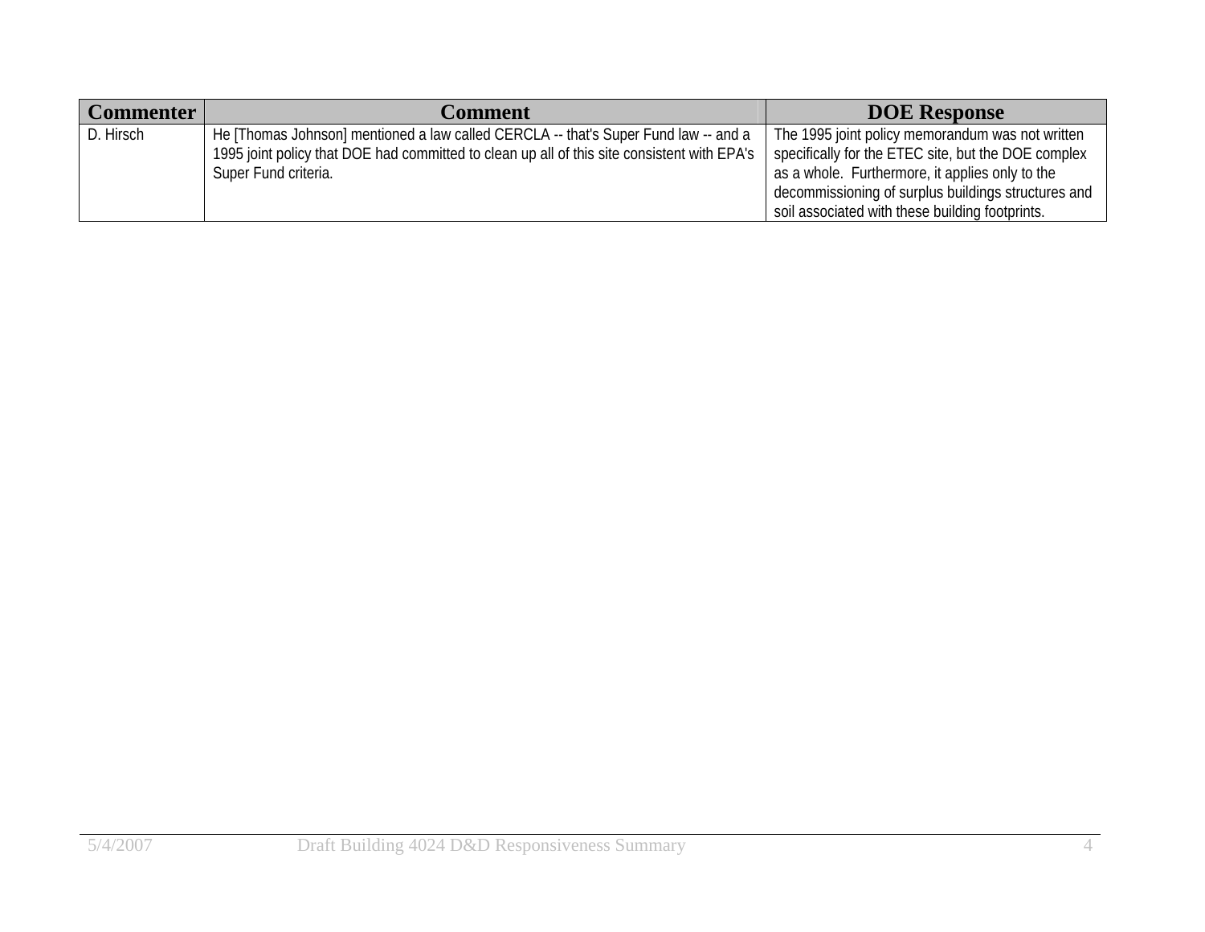| Commenter | Comment | DOE Response |
|---|---|---|
| D. Hirsch | He [Thomas Johnson] mentioned a law called CERCLA -- that's Super Fund law -- and a 1995 joint policy that DOE had committed to clean up all of this site consistent with EPA's Super Fund criteria. | The 1995 joint policy memorandum was not written specifically for the ETEC site, but the DOE complex as a whole. Furthermore, it applies only to the decommissioning of surplus buildings structures and soil associated with these building footprints. |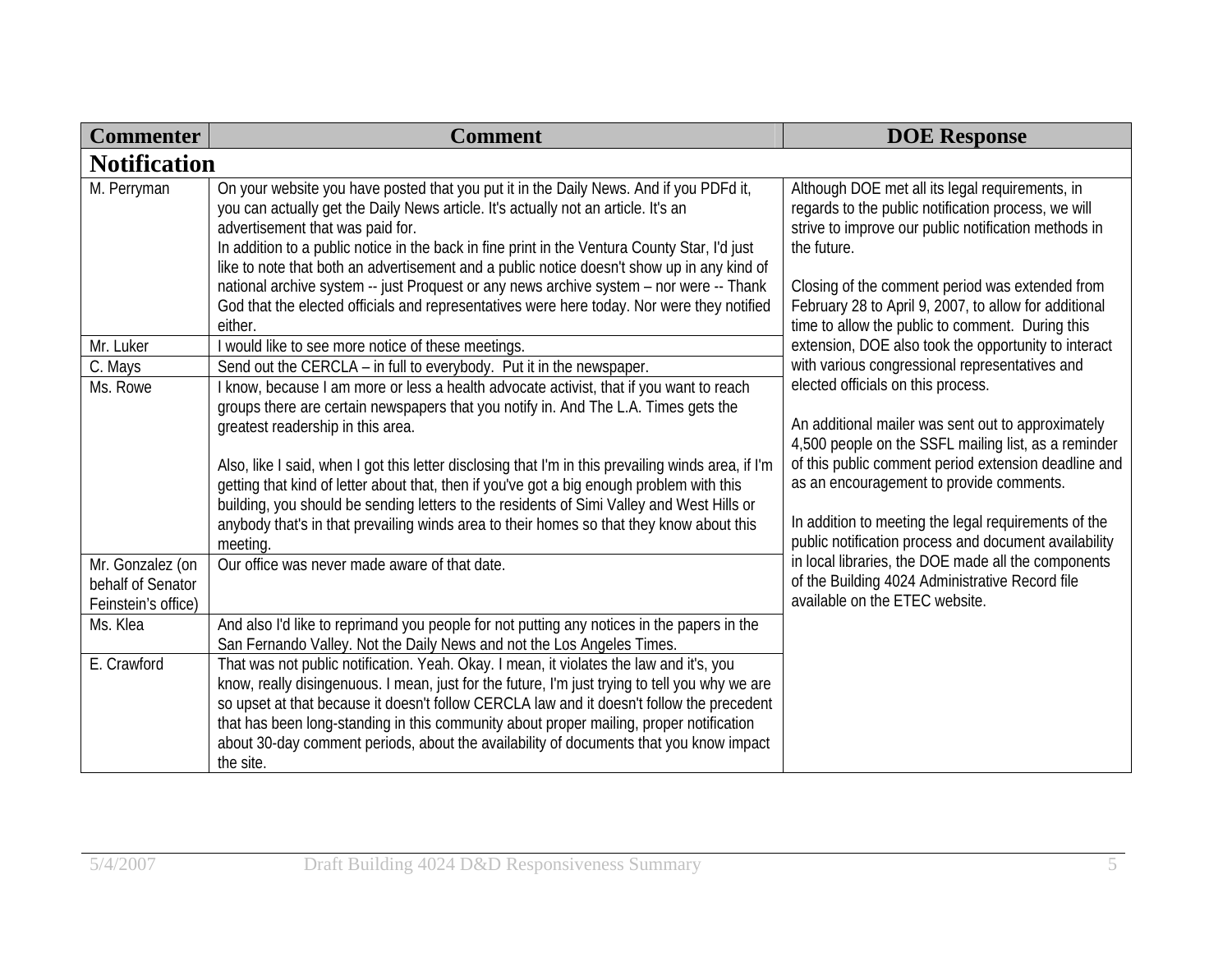| Commenter | Comment | DOE Response |
|---|---|---|
| **Notification** | | |
| M. Perryman | On your website you have posted that you put it in the Daily News. And if you PDFd it, you can actually get the Daily News article. It's actually not an article. It's an advertisement that was paid for.<br>In addition to a public notice in the back in fine print in the Ventura County Star, I'd just like to note that both an advertisement and a public notice doesn't show up in any kind of national archive system -- just Proquest or any news archive system – nor were -- Thank God that the elected officials and representatives were here today. Nor were they notified either. | Although DOE met all its legal requirements, in regards to the public notification process, we will strive to improve our public notification methods in the future.<br><br>Closing of the comment period was extended from February 28 to April 9, 2007, to allow for additional time to allow the public to comment. During this extension, DOE also took the opportunity to interact with various congressional representatives and elected officials on this process.<br><br>An additional mailer was sent out to approximately 4,500 people on the SSFL mailing list, as a reminder of this public comment period extension deadline and as an encouragement to provide comments.<br><br>In addition to meeting the legal requirements of the public notification process and document availability in local libraries, the DOE made all the components of the Building 4024 Administrative Record file available on the ETEC website. |
| Mr. Luker | I would like to see more notice of these meetings. | |
| C. Mays | Send out the CERCLA – in full to everybody. Put it in the newspaper. | |
| Ms. Rowe | I know, because I am more or less a health advocate activist, that if you want to reach groups there are certain newspapers that you notify in. And The L.A. Times gets the greatest readership in this area.<br><br>Also, like I said, when I got this letter disclosing that I'm in this prevailing winds area, if I'm getting that kind of letter about that, then if you've got a big enough problem with this building, you should be sending letters to the residents of Simi Valley and West Hills or anybody that's in that prevailing winds area to their homes so that they know about this meeting. | |
| Mr. Gonzalez (on behalf of Senator Feinstein's office) | Our office was never made aware of that date. | |
| Ms. Klea | And also I'd like to reprimand you people for not putting any notices in the papers in the San Fernando Valley. Not the Daily News and not the Los Angeles Times. | |
| E. Crawford | That was not public notification. Yeah. Okay. I mean, it violates the law and it's, you know, really disingenuous. I mean, just for the future, I'm just trying to tell you why we are so upset at that because it doesn't follow CERCLA law and it doesn't follow the precedent that has been long-standing in this community about proper mailing, proper notification about 30-day comment periods, about the availability of documents that you know impact the site. | |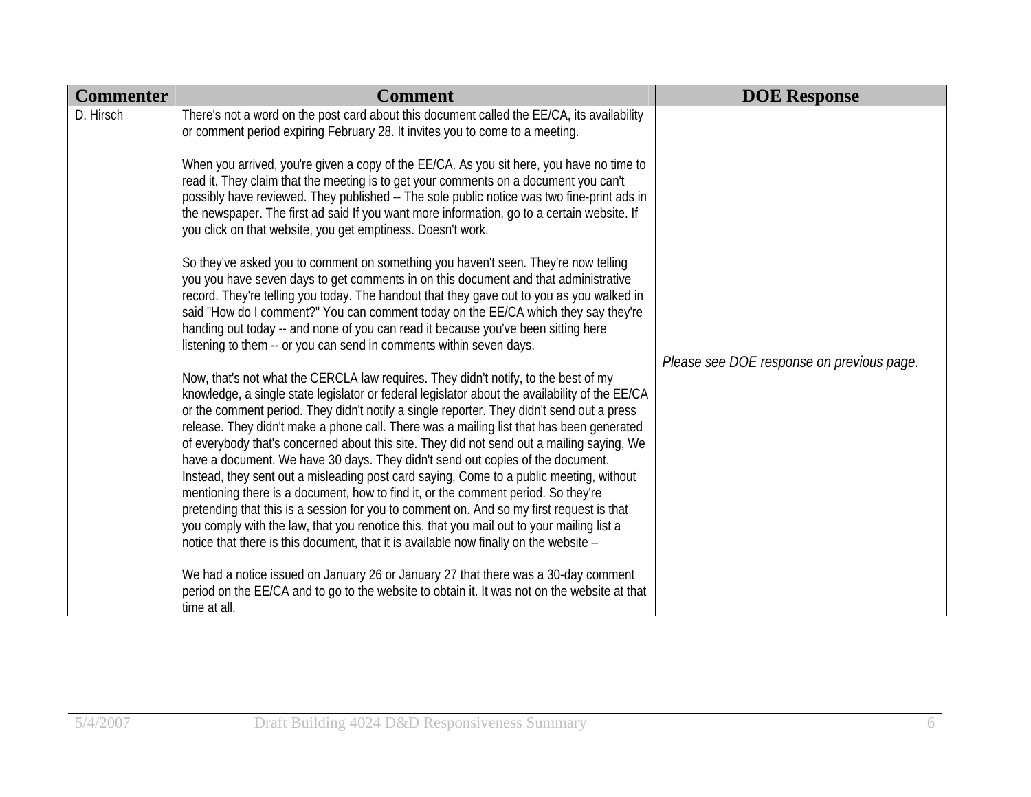| Commenter | Comment | DOE Response |
|---|---|---|
| D. Hirsch | There's not a word on the post card about this document called the EE/CA, its availability or comment period expiring February 28. It invites you to come to a meeting.<br><br>When you arrived, you're given a copy of the EE/CA. As you sit here, you have no time to read it. They claim that the meeting is to get your comments on a document you can't possibly have reviewed. They published -- The sole public notice was two fine-print ads in the newspaper. The first ad said If you want more information, go to a certain website. If you click on that website, you get emptiness. Doesn't work.<br><br>So they've asked you to comment on something you haven't seen. They're now telling you you have seven days to get comments in on this document and that administrative record. They're telling you today. The handout that they gave out to you as you walked in said "How do I comment?" You can comment today on the EE/CA which they say they're handing out today -- and none of you can read it because you've been sitting here listening to them -- or you can send in comments within seven days.<br><br>Now, that's not what the CERCLA law requires. They didn't notify, to the best of my knowledge, a single state legislator or federal legislator about the availability of the EE/CA or the comment period. They didn't notify a single reporter. They didn't send out a press release. They didn't make a phone call. There was a mailing list that has been generated of everybody that's concerned about this site. They did not send out a mailing saying, We have a document. We have 30 days. They didn't send out copies of the document. Instead, they sent out a misleading post card saying, Come to a public meeting, without mentioning there is a document, how to find it, or the comment period. So they're pretending that this is a session for you to comment on. And so my first request is that you comply with the law, that you renotice this, that you mail out to your mailing list a notice that there is this document, that it is available now finally on the website –<br><br>We had a notice issued on January 26 or January 27 that there was a 30-day comment period on the EE/CA and to go to the website to obtain it. It was not on the website at that time at all. | *Please see DOE response on previous page.* |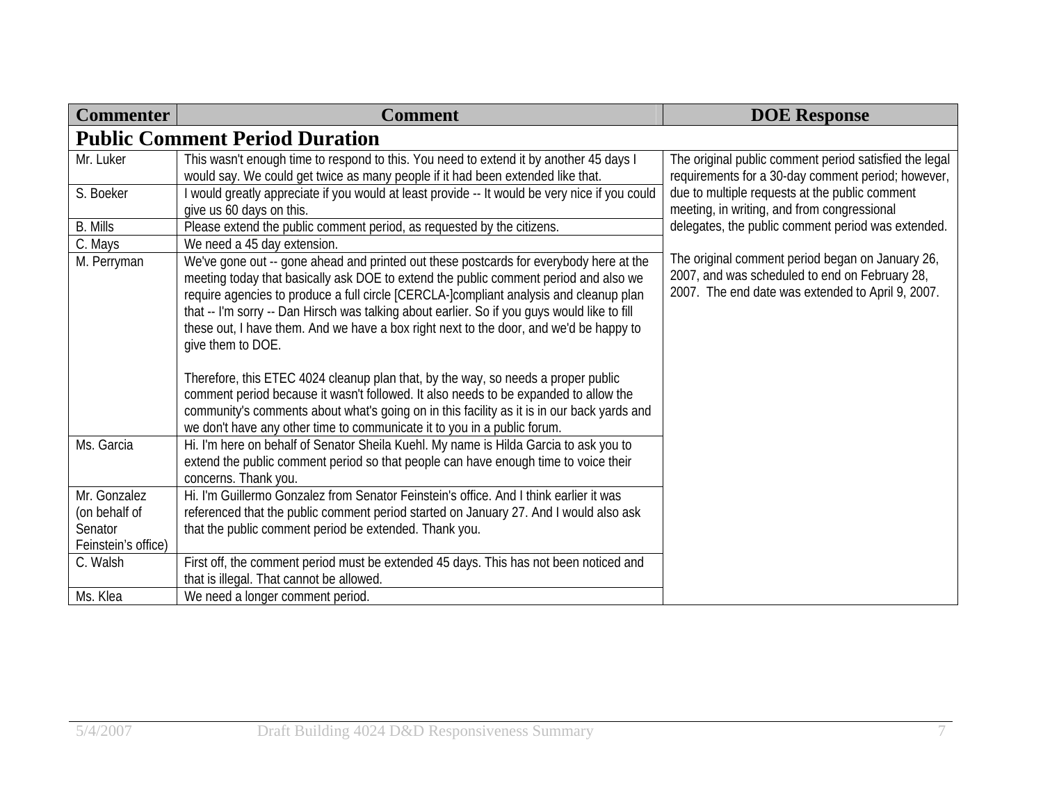| Commenter | Comment | DOE Response |
|---|---|---|
| **Public Comment Period Duration** | | |
| Mr. Luker | This wasn't enough time to respond to this. You need to extend it by another 45 days I would say. We could get twice as many people if it had been extended like that. | The original public comment period satisfied the legal requirements for a 30-day comment period; however, due to multiple requests at the public comment meeting, in writing, and from congressional delegates, the public comment period was extended.<br><br>The original comment period began on January 26, 2007, and was scheduled to end on February 28, 2007. The end date was extended to April 9, 2007. |
| S. Boeker | I would greatly appreciate if you would at least provide -- It would be very nice if you could give us 60 days on this. | |
| B. Mills | Please extend the public comment period, as requested by the citizens. | |
| C. Mays | We need a 45 day extension. | |
| M. Perryman | We've gone out -- gone ahead and printed out these postcards for everybody here at the meeting today that basically ask DOE to extend the public comment period and also we require agencies to produce a full circle [CERCLA-]compliant analysis and cleanup plan that -- I'm sorry -- Dan Hirsch was talking about earlier. So if you guys would like to fill these out, I have them. And we have a box right next to the door, and we'd be happy to give them to DOE.<br><br>Therefore, this ETEC 4024 cleanup plan that, by the way, so needs a proper public comment period because it wasn't followed. It also needs to be expanded to allow the community's comments about what's going on in this facility as it is in our back yards and we don't have any other time to communicate it to you in a public forum. | |
| Ms. Garcia | Hi. I'm here on behalf of Senator Sheila Kuehl. My name is Hilda Garcia to ask you to extend the public comment period so that people can have enough time to voice their concerns. Thank you. | |
| Mr. Gonzalez (on behalf of Senator Feinstein's office) | Hi. I'm Guillermo Gonzalez from Senator Feinstein's office. And I think earlier it was referenced that the public comment period started on January 27. And I would also ask that the public comment period be extended. Thank you. | |
| C. Walsh | First off, the comment period must be extended 45 days. This has not been noticed and that is illegal. That cannot be allowed. | |
| Ms. Klea | We need a longer comment period. | |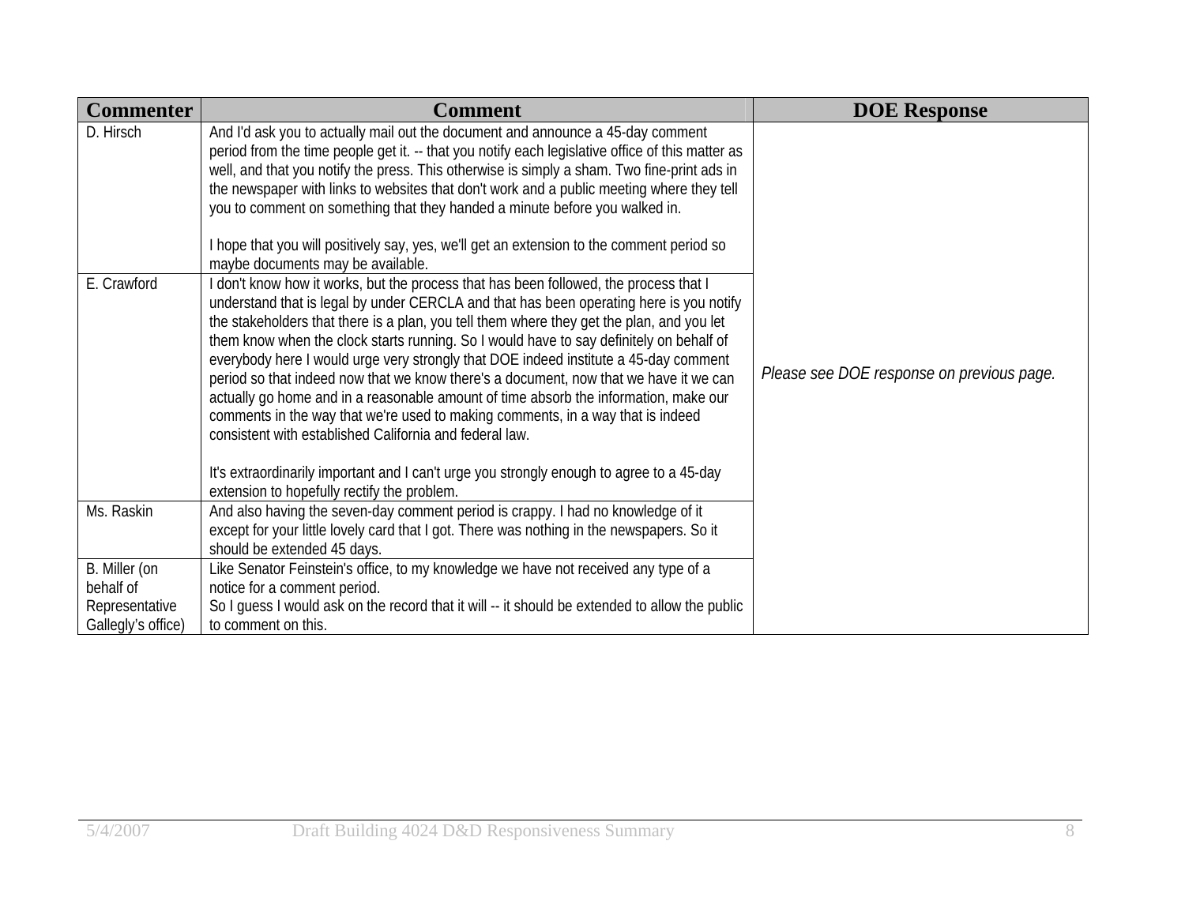| Commenter | Comment | DOE Response |
|---|---|---|
| D. Hirsch | And I'd ask you to actually mail out the document and announce a 45-day comment period from the time people get it. -- that you notify each legislative office of this matter as well, and that you notify the press. This otherwise is simply a sham. Two fine-print ads in the newspaper with links to websites that don't work and a public meeting where they tell you to comment on something that they handed a minute before you walked in.<br><br>I hope that you will positively say, yes, we'll get an extension to the comment period so maybe documents may be available. | *Please see DOE response on previous page.* |
| E. Crawford | I don't know how it works, but the process that has been followed, the process that I understand that is legal by under CERCLA and that has been operating here is you notify the stakeholders that there is a plan, you tell them where they get the plan, and you let them know when the clock starts running. So I would have to say definitely on behalf of everybody here I would urge very strongly that DOE indeed institute a 45-day comment period so that indeed now that we know there's a document, now that we have it we can actually go home and in a reasonable amount of time absorb the information, make our comments in the way that we're used to making comments, in a way that is indeed consistent with established California and federal law.<br><br>It's extraordinarily important and I can't urge you strongly enough to agree to a 45-day extension to hopefully rectify the problem. | |
| Ms. Raskin | And also having the seven-day comment period is crappy. I had no knowledge of it except for your little lovely card that I got. There was nothing in the newspapers. So it should be extended 45 days. | |
| B. Miller (on behalf of Representative Gallegly's office) | Like Senator Feinstein's office, to my knowledge we have not received any type of a notice for a comment period.<br>So I guess I would ask on the record that it will -- it should be extended to allow the public to comment on this. | |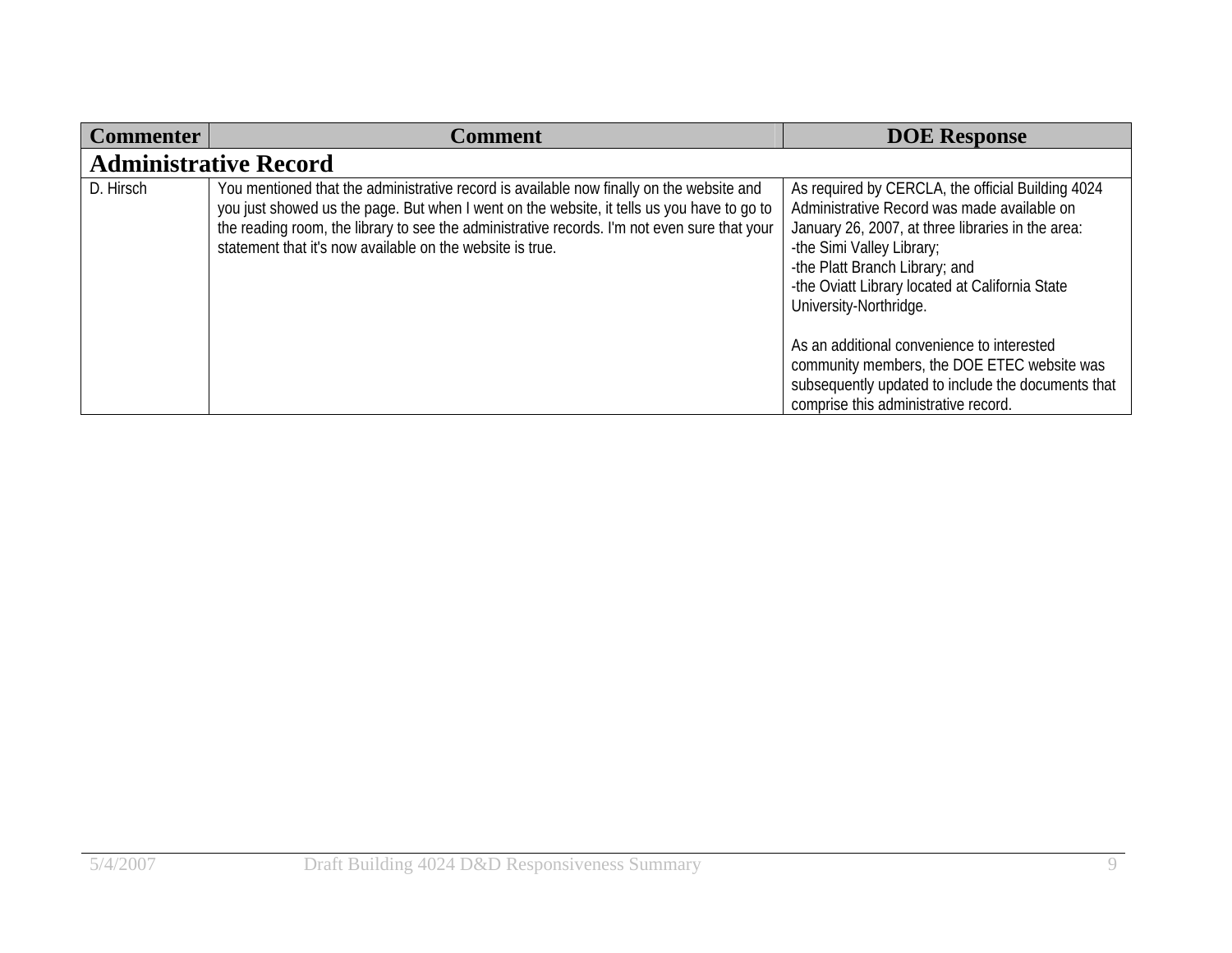| Commenter | Comment | DOE Response |
|---|---|---|
| **Administrative Record** | | |
| D. Hirsch | You mentioned that the administrative record is available now finally on the website and you just showed us the page. But when I went on the website, it tells us you have to go to the reading room, the library to see the administrative records. I'm not even sure that your statement that it's now available on the website is true. | As required by CERCLA, the official Building 4024 Administrative Record was made available on January 26, 2007, at three libraries in the area:<br>-the Simi Valley Library;<br>-the Platt Branch Library; and<br>-the Oviatt Library located at California State University-Northridge.<br><br>As an additional convenience to interested community members, the DOE ETEC website was subsequently updated to include the documents that comprise this administrative record. |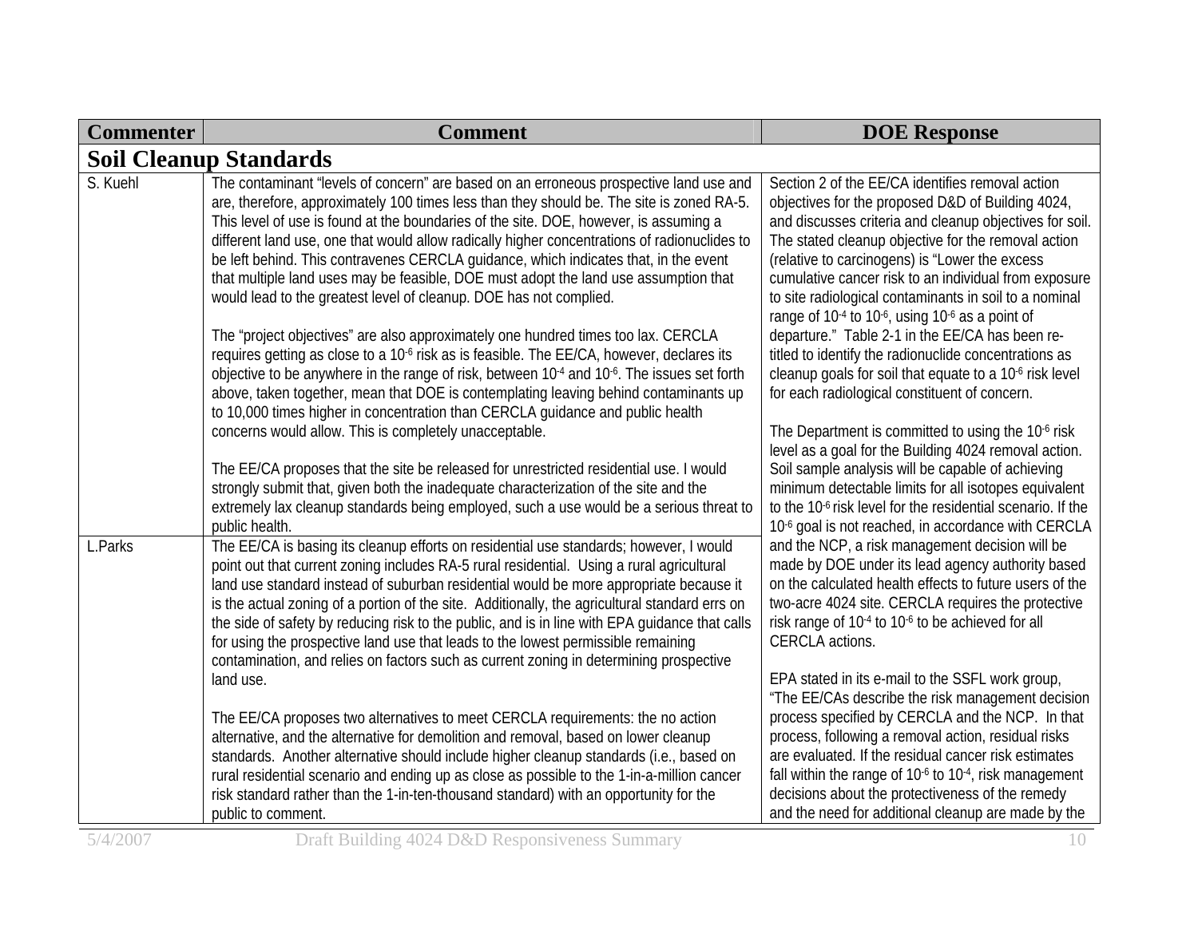| Commenter | Comment | DOE Response |
|---|---|---|
| **Soil Cleanup Standards** | | |
| S. Kuehl | The contaminant "levels of concern" are based on an erroneous prospective land use and are, therefore, approximately 100 times less than they should be. The site is zoned RA-5. This level of use is found at the boundaries of the site. DOE, however, is assuming a different land use, one that would allow radically higher concentrations of radionuclides to be left behind. This contravenes CERCLA guidance, which indicates that, in the event that multiple land uses may be feasible, DOE must adopt the land use assumption that would lead to the greatest level of cleanup. DOE has not complied.<br><br>The "project objectives" are also approximately one hundred times too lax. CERCLA requires getting as close to a $10^{-6}$ risk as is feasible. The EE/CA, however, declares its objective to be anywhere in the range of risk, between $10^{-4}$ and $10^{-6}$. The issues set forth above, taken together, mean that DOE is contemplating leaving behind contaminants up to 10,000 times higher in concentration than CERCLA guidance and public health concerns would allow. This is completely unacceptable.<br><br>The EE/CA proposes that the site be released for unrestricted residential use. I would strongly submit that, given both the inadequate characterization of the site and the extremely lax cleanup standards being employed, such a use would be a serious threat to public health. | Section 2 of the EE/CA identifies removal action objectives for the proposed D&D of Building 4024, and discusses criteria and cleanup objectives for soil. The stated cleanup objective for the removal action (relative to carcinogens) is "Lower the excess cumulative cancer risk to an individual from exposure to site radiological contaminants in soil to a nominal range of $10^{-4}$ to $10^{-6}$, using $10^{-6}$ as a point of departure." Table 2-1 in the EE/CA has been re-titled to identify the radionuclide concentrations as cleanup goals for soil that equate to a $10^{-6}$ risk level for each radiological constituent of concern.<br><br>The Department is committed to using the $10^{-6}$ risk level as a goal for the Building 4024 removal action. Soil sample analysis will be capable of achieving minimum detectable limits for all isotopes equivalent to the $10^{-6}$ risk level for the residential scenario. If the $10^{-6}$ goal is not reached, in accordance with CERCLA and the NCP, a risk management decision will be made by DOE under its lead agency authority based on the calculated health effects to future users of the two-acre 4024 site. CERCLA requires the protective risk range of $10^{-4}$ to $10^{-6}$ to be achieved for all CERCLA actions.<br><br>EPA stated in its e-mail to the SSFL work group, "The EE/CAs describe the risk management decision process specified by CERCLA and the NCP. In that process, following a removal action, residual risks are evaluated. If the residual cancer risk estimates fall within the range of $10^{-6}$ to $10^{-4}$, risk management decisions about the protectiveness of the remedy and the need for additional cleanup are made by the |
| L.Parks | The EE/CA is basing its cleanup efforts on residential use standards; however, I would point out that current zoning includes RA-5 rural residential. Using a rural agricultural land use standard instead of suburban residential would be more appropriate because it is the actual zoning of a portion of the site. Additionally, the agricultural standard errs on the side of safety by reducing risk to the public, and is in line with EPA guidance that calls for using the prospective land use that leads to the lowest permissible remaining contamination, and relies on factors such as current zoning in determining prospective land use.<br><br>The EE/CA proposes two alternatives to meet CERCLA requirements: the no action alternative, and the alternative for demolition and removal, based on lower cleanup standards. Another alternative should include higher cleanup standards (i.e., based on rural residential scenario and ending up as close as possible to the 1-in-a-million cancer risk standard rather than the 1-in-ten-thousand standard) with an opportunity for the public to comment. | |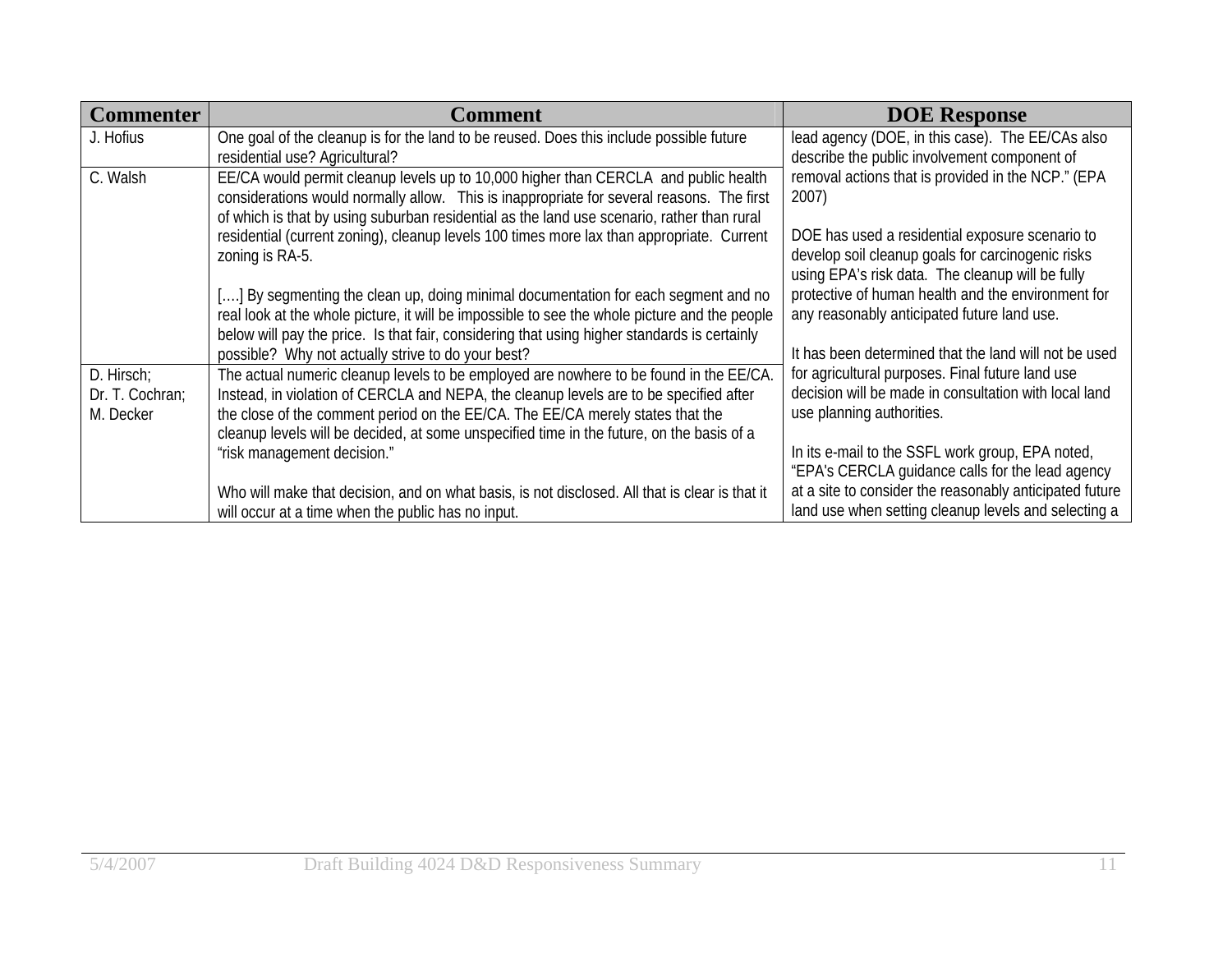| Commenter | Comment | DOE Response |
|---|---|---|
| J. Hofius | One goal of the cleanup is for the land to be reused. Does this include possible future residential use? Agricultural? | lead agency (DOE, in this case). The EE/CAs also describe the public involvement component of removal actions that is provided in the NCP." (EPA 2007)<br><br>DOE has used a residential exposure scenario to develop soil cleanup goals for carcinogenic risks using EPA's risk data. The cleanup will be fully protective of human health and the environment for any reasonably anticipated future land use.<br><br>It has been determined that the land will not be used for agricultural purposes. Final future land use decision will be made in consultation with local land use planning authorities.<br><br>In its e-mail to the SSFL work group, EPA noted, "EPA's CERCLA guidance calls for the lead agency at a site to consider the reasonably anticipated future land use when setting cleanup levels and selecting a |
| C. Walsh | EE/CA would permit cleanup levels up to 10,000 higher than CERCLA and public health considerations would normally allow. This is inappropriate for several reasons. The first of which is that by using suburban residential as the land use scenario, rather than rural residential (current zoning), cleanup levels 100 times more lax than appropriate. Current zoning is RA-5.<br><br>[….] By segmenting the clean up, doing minimal documentation for each segment and no real look at the whole picture, it will be impossible to see the whole picture and the people below will pay the price. Is that fair, considering that using higher standards is certainly possible? Why not actually strive to do your best? | |
| D. Hirsch;<br>Dr. T. Cochran;<br>M. Decker | The actual numeric cleanup levels to be employed are nowhere to be found in the EE/CA. Instead, in violation of CERCLA and NEPA, the cleanup levels are to be specified after the close of the comment period on the EE/CA. The EE/CA merely states that the cleanup levels will be decided, at some unspecified time in the future, on the basis of a "risk management decision."<br><br>Who will make that decision, and on what basis, is not disclosed. All that is clear is that it will occur at a time when the public has no input. | |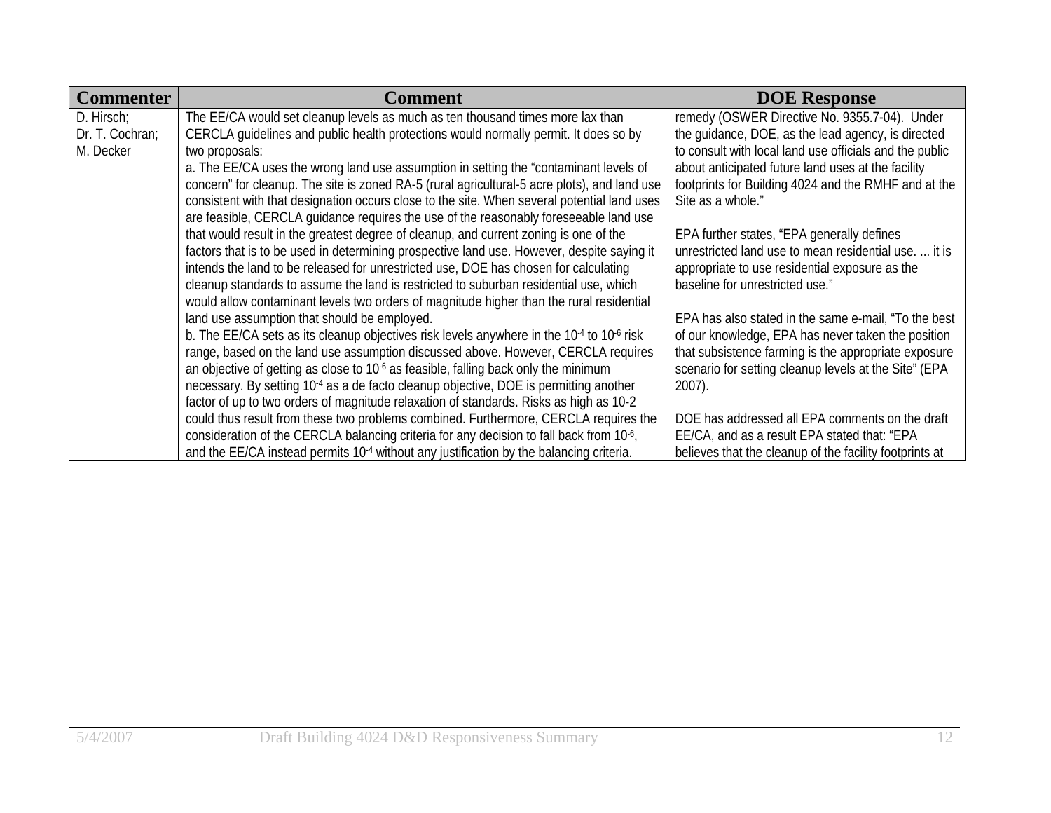| Commenter | Comment | DOE Response |
|---|---|---|
| D. Hirsch; Dr. T. Cochran; M. Decker | The EE/CA would set cleanup levels as much as ten thousand times more lax than CERCLA guidelines and public health protections would normally permit. It does so by two proposals:<br>a. The EE/CA uses the wrong land use assumption in setting the “contaminant levels of concern” for cleanup. The site is zoned RA-5 (rural agricultural-5 acre plots), and land use consistent with that designation occurs close to the site. When several potential land uses are feasible, CERCLA guidance requires the use of the reasonably foreseeable land use that would result in the greatest degree of cleanup, and current zoning is one of the factors that is to be used in determining prospective land use. However, despite saying it intends the land to be released for unrestricted use, DOE has chosen for calculating cleanup standards to assume the land is restricted to suburban residential use, which would allow contaminant levels two orders of magnitude higher than the rural residential land use assumption that should be employed.<br>b. The EE/CA sets as its cleanup objectives risk levels anywhere in the $10^{-4}$ to $10^{-6}$ risk range, based on the land use assumption discussed above. However, CERCLA requires an objective of getting as close to $10^{-6}$ as feasible, falling back only the minimum necessary. By setting $10^{-4}$ as a de facto cleanup objective, DOE is permitting another factor of up to two orders of magnitude relaxation of standards. Risks as high as 10-2 could thus result from these two problems combined. Furthermore, CERCLA requires the consideration of the CERCLA balancing criteria for any decision to fall back from $10^{-6}$, and the EE/CA instead permits $10^{-4}$ without any justification by the balancing criteria. | remedy (OSWER Directive No. 9355.7-04). Under the guidance, DOE, as the lead agency, is directed to consult with local land use officials and the public about anticipated future land uses at the facility footprints for Building 4024 and the RMHF and at the Site as a whole.”<br><br>EPA further states, “EPA generally defines unrestricted land use to mean residential use. ... it is appropriate to use residential exposure as the baseline for unrestricted use.”<br><br>EPA has also stated in the same e-mail, “To the best of our knowledge, EPA has never taken the position that subsistence farming is the appropriate exposure scenario for setting cleanup levels at the Site” (EPA 2007).<br><br>DOE has addressed all EPA comments on the draft EE/CA, and as a result EPA stated that: “EPA believes that the cleanup of the facility footprints at |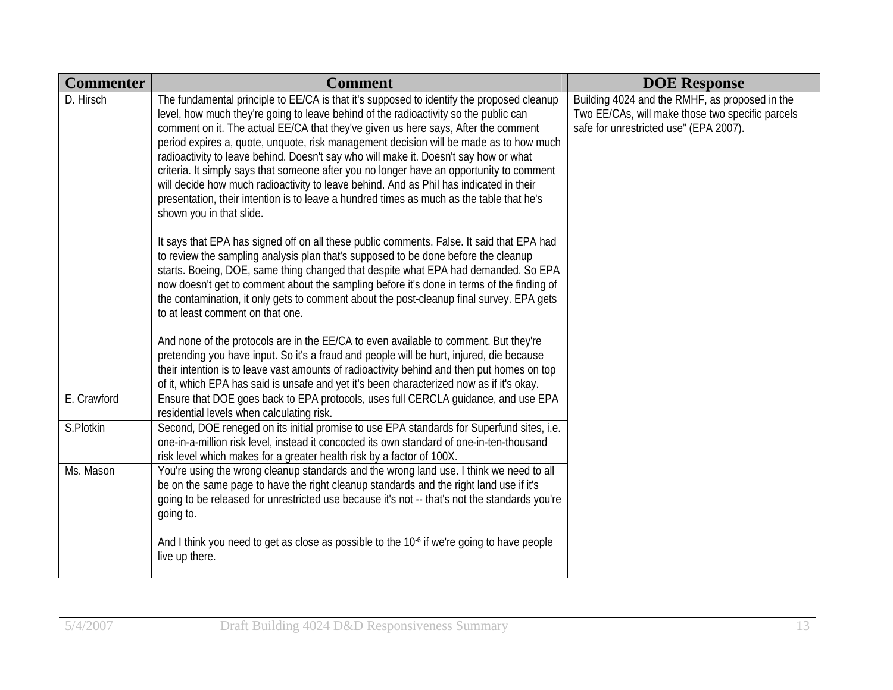| Commenter | Comment | DOE Response |
| --- | --- | --- |
| D. Hirsch | The fundamental principle to EE/CA is that it's supposed to identify the proposed cleanup level, how much they're going to leave behind of the radioactivity so the public can comment on it. The actual EE/CA that they've given us here says, After the comment period expires a, quote, unquote, risk management decision will be made as to how much radioactivity to leave behind. Doesn't say who will make it. Doesn't say how or what criteria. It simply says that someone after you no longer have an opportunity to comment will decide how much radioactivity to leave behind. And as Phil has indicated in their presentation, their intention is to leave a hundred times as much as the table that he's shown you in that slide.<br><br>It says that EPA has signed off on all these public comments. False. It said that EPA had to review the sampling analysis plan that's supposed to be done before the cleanup starts. Boeing, DOE, same thing changed that despite what EPA had demanded. So EPA now doesn't get to comment about the sampling before it's done in terms of the finding of the contamination, it only gets to comment about the post-cleanup final survey. EPA gets to at least comment on that one.<br><br>And none of the protocols are in the EE/CA to even available to comment. But they're pretending you have input. So it's a fraud and people will be hurt, injured, die because their intention is to leave vast amounts of radioactivity behind and then put homes on top of it, which EPA has said is unsafe and yet it's been characterized now as if it's okay. | Building 4024 and the RMHF, as proposed in the Two EE/CAs, will make those two specific parcels safe for unrestricted use" (EPA 2007). |
| E. Crawford | Ensure that DOE goes back to EPA protocols, uses full CERCLA guidance, and use EPA residential levels when calculating risk. | |
| S.Plotkin | Second, DOE reneged on its initial promise to use EPA standards for Superfund sites, i.e. one-in-a-million risk level, instead it concocted its own standard of one-in-ten-thousand risk level which makes for a greater health risk by a factor of 100X. | |
| Ms. Mason | You're using the wrong cleanup standards and the wrong land use. I think we need to all be on the same page to have the right cleanup standards and the right land use if it's going to be released for unrestricted use because it's not -- that's not the standards you're going to.<br><br>And I think you need to get as close as possible to the $10^{-6}$ if we're going to have people live up there. | |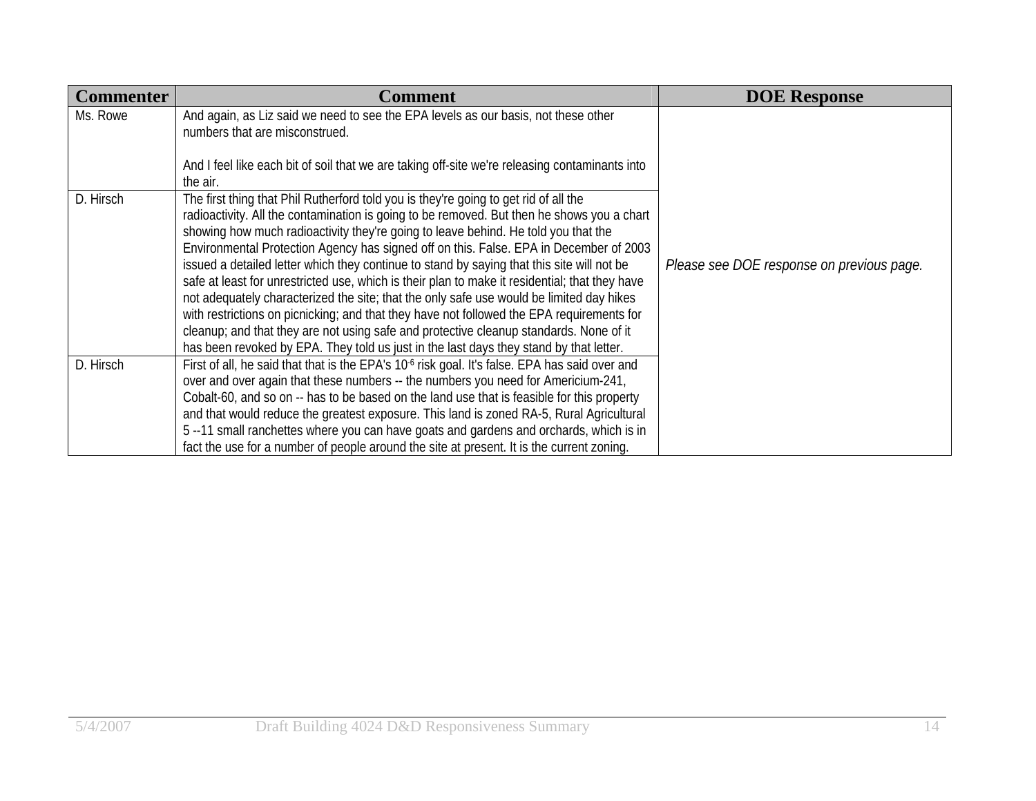| Commenter | Comment | DOE Response |
|---|---|---|
| Ms. Rowe | And again, as Liz said we need to see the EPA levels as our basis, not these other numbers that are misconstrued.<br><br>And I feel like each bit of soil that we are taking off-site we're releasing contaminants into the air. | *Please see DOE response on previous page.* |
| D. Hirsch | The first thing that Phil Rutherford told you is they're going to get rid of all the radioactivity. All the contamination is going to be removed. But then he shows you a chart showing how much radioactivity they're going to leave behind. He told you that the Environmental Protection Agency has signed off on this. False. EPA in December of 2003 issued a detailed letter which they continue to stand by saying that this site will not be safe at least for unrestricted use, which is their plan to make it residential; that they have not adequately characterized the site; that the only safe use would be limited day hikes with restrictions on picnicking; and that they have not followed the EPA requirements for cleanup; and that they are not using safe and protective cleanup standards. None of it has been revoked by EPA. They told us just in the last days they stand by that letter. | |
| D. Hirsch | First of all, he said that that is the EPA's $10^{-6}$ risk goal. It's false. EPA has said over and over and over again that these numbers -- the numbers you need for Americium-241, Cobalt-60, and so on -- has to be based on the land use that is feasible for this property and that would reduce the greatest exposure. This land is zoned RA-5, Rural Agricultural 5 --11 small ranchettes where you can have goats and gardens and orchards, which is in fact the use for a number of people around the site at present. It is the current zoning. | |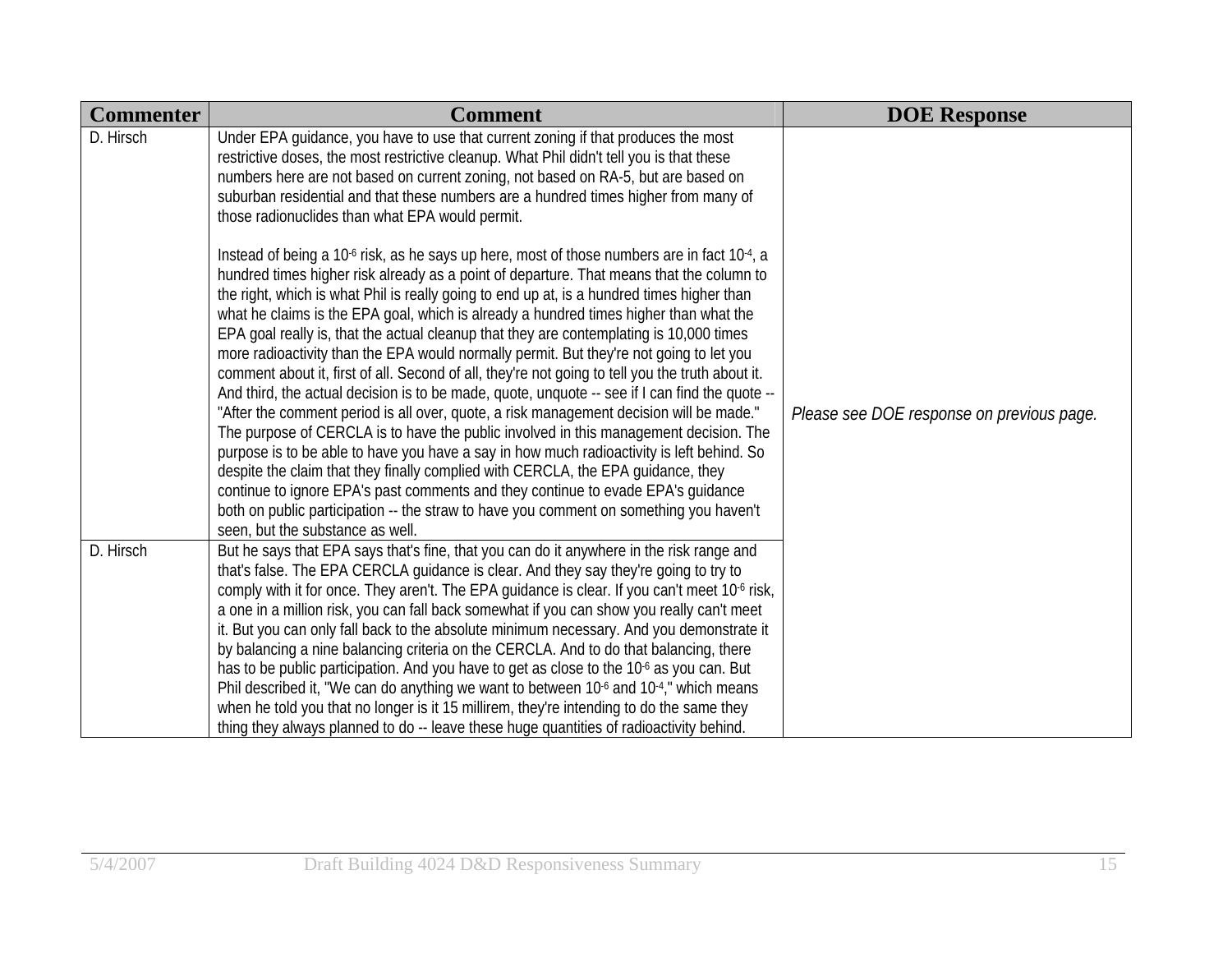| Commenter | Comment | DOE Response |
| --- | --- | --- |
| D. Hirsch | Under EPA guidance, you have to use that current zoning if that produces the most restrictive doses, the most restrictive cleanup. What Phil didn't tell you is that these numbers here are not based on current zoning, not based on RA-5, but are based on suburban residential and that these numbers are a hundred times higher from many of those radionuclides than what EPA would permit.<br><br>Instead of being a $10^{-6}$ risk, as he says up here, most of those numbers are in fact $10^{-4}$, a hundred times higher risk already as a point of departure. That means that the column to the right, which is what Phil is really going to end up at, is a hundred times higher than what he claims is the EPA goal, which is already a hundred times higher than what the EPA goal really is, that the actual cleanup that they are contemplating is 10,000 times more radioactivity than the EPA would normally permit. But they're not going to let you comment about it, first of all. Second of all, they're not going to tell you the truth about it. And third, the actual decision is to be made, quote, unquote -- see if I can find the quote -- "After the comment period is all over, quote, a risk management decision will be made." The purpose of CERCLA is to have the public involved in this management decision. The purpose is to be able to have you have a say in how much radioactivity is left behind. So despite the claim that they finally complied with CERCLA, the EPA guidance, they continue to ignore EPA's past comments and they continue to evade EPA's guidance both on public participation -- the straw to have you comment on something you haven't seen, but the substance as well. | *Please see DOE response on previous page.* |
| D. Hirsch | But he says that EPA says that's fine, that you can do it anywhere in the risk range and that's false. The EPA CERCLA guidance is clear. And they say they're going to try to comply with it for once. They aren't. The EPA guidance is clear. If you can't meet $10^{-6}$ risk, a one in a million risk, you can fall back somewhat if you can show you really can't meet it. But you can only fall back to the absolute minimum necessary. And you demonstrate it by balancing a nine balancing criteria on the CERCLA. And to do that balancing, there has to be public participation. And you have to get as close to the $10^{-6}$ as you can. But Phil described it, "We can do anything we want to between $10^{-6}$ and $10^{-4}$," which means when he told you that no longer is it 15 millirem, they're intending to do the same thing they always planned to do -- leave these huge quantities of radioactivity behind. | |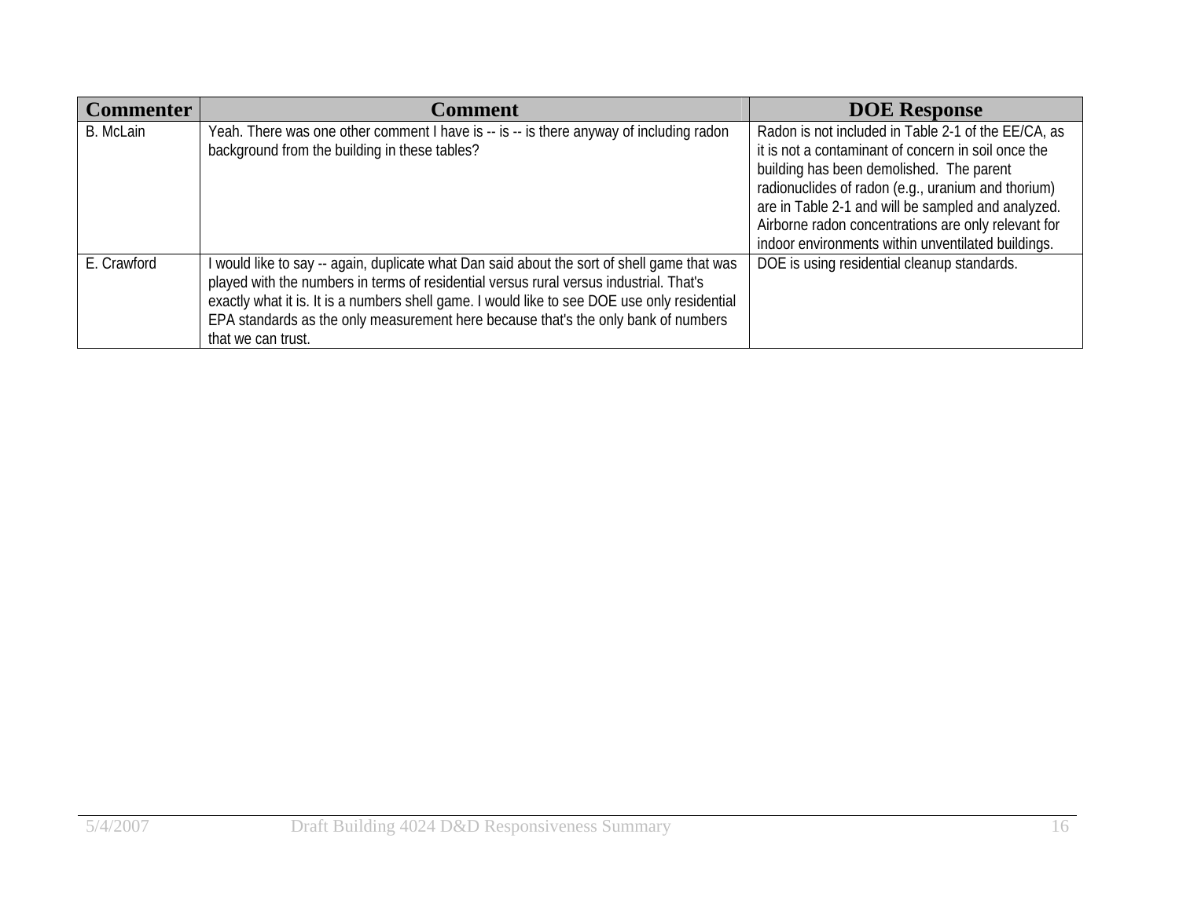| Commenter | Comment | DOE Response |
|---|---|---|
| B. McLain | Yeah. There was one other comment I have is -- is -- is there anyway of including radon background from the building in these tables? | Radon is not included in Table 2-1 of the EE/CA, as it is not a contaminant of concern in soil once the building has been demolished. The parent radionuclides of radon (e.g., uranium and thorium) are in Table 2-1 and will be sampled and analyzed. Airborne radon concentrations are only relevant for indoor environments within unventilated buildings. |
| E. Crawford | I would like to say -- again, duplicate what Dan said about the sort of shell game that was played with the numbers in terms of residential versus rural versus industrial. That's exactly what it is. It is a numbers shell game. I would like to see DOE use only residential EPA standards as the only measurement here because that's the only bank of numbers that we can trust. | DOE is using residential cleanup standards. |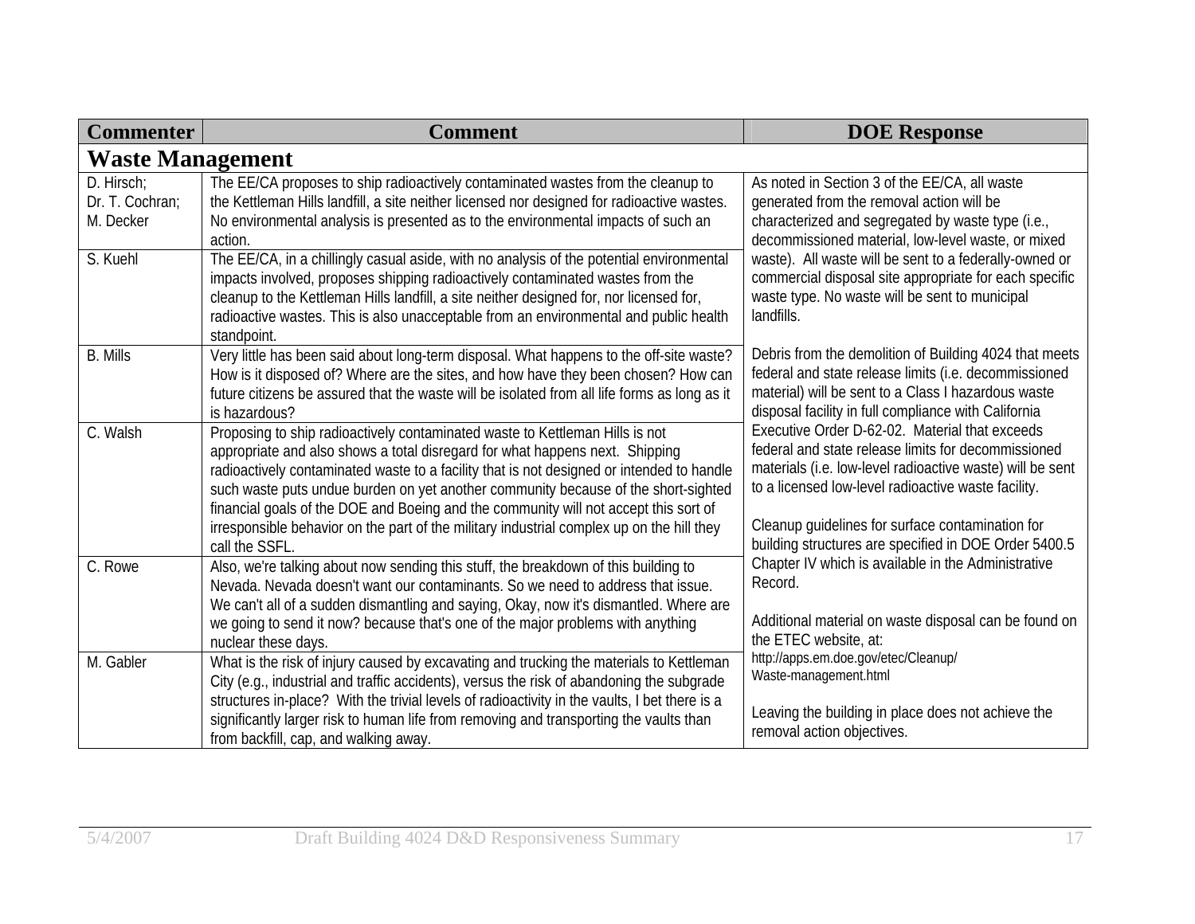| Commenter | Comment | DOE Response |
|---|---|---|
| **Waste Management** | | |
| D. Hirsch; Dr. T. Cochran; M. Decker | The EE/CA proposes to ship radioactively contaminated wastes from the cleanup to the Kettleman Hills landfill, a site neither licensed nor designed for radioactive wastes. No environmental analysis is presented as to the environmental impacts of such an action. | As noted in Section 3 of the EE/CA, all waste generated from the removal action will be characterized and segregated by waste type (i.e., decommissioned material, low-level waste, or mixed waste). All waste will be sent to a federally-owned or commercial disposal site appropriate for each specific waste type. No waste will be sent to municipal landfills.<br><br>Debris from the demolition of Building 4024 that meets federal and state release limits (i.e. decommissioned material) will be sent to a Class I hazardous waste disposal facility in full compliance with California Executive Order D-62-02. Material that exceeds federal and state release limits for decommissioned materials (i.e. low-level radioactive waste) will be sent to a licensed low-level radioactive waste facility.<br><br>Cleanup guidelines for surface contamination for building structures are specified in DOE Order 5400.5 Chapter IV which is available in the Administrative Record.<br><br>Additional material on waste disposal can be found on the ETEC website, at: http://apps.em.doe.gov/etec/Cleanup/Waste-management.html<br><br>Leaving the building in place does not achieve the removal action objectives. |
| S. Kuehl | The EE/CA, in a chillingly casual aside, with no analysis of the potential environmental impacts involved, proposes shipping radioactively contaminated wastes from the cleanup to the Kettleman Hills landfill, a site neither designed for, nor licensed for, radioactive wastes. This is also unacceptable from an environmental and public health standpoint. | |
| B. Mills | Very little has been said about long-term disposal. What happens to the off-site waste? How is it disposed of? Where are the sites, and how have they been chosen? How can future citizens be assured that the waste will be isolated from all life forms as long as it is hazardous? | |
| C. Walsh | Proposing to ship radioactively contaminated waste to Kettleman Hills is not appropriate and also shows a total disregard for what happens next. Shipping radioactively contaminated waste to a facility that is not designed or intended to handle such waste puts undue burden on yet another community because of the short-sighted financial goals of the DOE and Boeing and the community will not accept this sort of irresponsible behavior on the part of the military industrial complex up on the hill they call the SSFL. | |
| C. Rowe | Also, we're talking about now sending this stuff, the breakdown of this building to Nevada. Nevada doesn't want our contaminants. So we need to address that issue. We can't all of a sudden dismantling and saying, Okay, now it's dismantled. Where are we going to send it now? because that's one of the major problems with anything nuclear these days. | |
| M. Gabler | What is the risk of injury caused by excavating and trucking the materials to Kettleman City (e.g., industrial and traffic accidents), versus the risk of abandoning the subgrade structures in-place? With the trivial levels of radioactivity in the vaults, I bet there is a significantly larger risk to human life from removing and transporting the vaults than from backfill, cap, and walking away. | |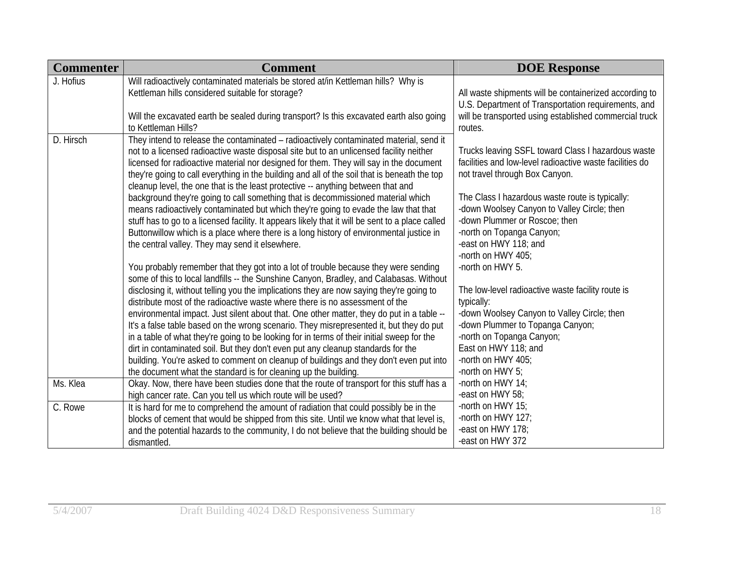| Commenter | Comment | DOE Response |
|---|---|---|
| J. Hofius | Will radioactively contaminated materials be stored at/in Kettleman hills? Why is Kettleman hills considered suitable for storage?<br><br>Will the excavated earth be sealed during transport? Is this excavated earth also going to Kettleman Hills? | All waste shipments will be containerized according to U.S. Department of Transportation requirements, and will be transported using established commercial truck routes.<br><br>Trucks leaving SSFL toward Class I hazardous waste facilities and low-level radioactive waste facilities do not travel through Box Canyon.<br><br>The Class I hazardous waste route is typically:<br>-down Woolsey Canyon to Valley Circle; then<br>-down Plummer or Roscoe; then<br>-north on Topanga Canyon;<br>-east on HWY 118; and<br>-north on HWY 405;<br>-north on HWY 5.<br><br>The low-level radioactive waste facility route is typically:<br>-down Woolsey Canyon to Valley Circle; then<br>-down Plummer to Topanga Canyon;<br>-north on Topanga Canyon;<br>East on HWY 118; and<br>-north on HWY 405;<br>-north on HWY 5;<br>-north on HWY 14;<br>-east on HWY 58;<br>-north on HWY 15;<br>-north on HWY 127;<br>-east on HWY 178;<br>-east on HWY 372 |
| D. Hirsch | They intend to release the contaminated – radioactively contaminated material, send it not to a licensed radioactive waste disposal site but to an unlicensed facility neither licensed for radioactive material nor designed for them. They will say in the document they're going to call everything in the building and all of the soil that is beneath the top cleanup level, the one that is the least protective -- anything between that and background they're going to call something that is decommissioned material which means radioactively contaminated but which they're going to evade the law that that stuff has to go to a licensed facility. It appears likely that it will be sent to a place called Buttonwillow which is a place where there is a long history of environmental justice in the central valley. They may send it elsewhere.<br><br>You probably remember that they got into a lot of trouble because they were sending some of this to local landfills -- the Sunshine Canyon, Bradley, and Calabasas. Without disclosing it, without telling you the implications they are now saying they're going to distribute most of the radioactive waste where there is no assessment of the environmental impact. Just silent about that. One other matter, they do put in a table -- It's a false table based on the wrong scenario. They misrepresented it, but they do put in a table of what they're going to be looking for in terms of their initial sweep for the dirt in contaminated soil. But they don't even put any cleanup standards for the building. You're asked to comment on cleanup of buildings and they don't even put into the document what the standard is for cleaning up the building. | |
| Ms. Klea | Okay. Now, there have been studies done that the route of transport for this stuff has a high cancer rate. Can you tell us which route will be used? | |
| C. Rowe | It is hard for me to comprehend the amount of radiation that could possibly be in the blocks of cement that would be shipped from this site. Until we know what that level is, and the potential hazards to the community, I do not believe that the building should be dismantled. | |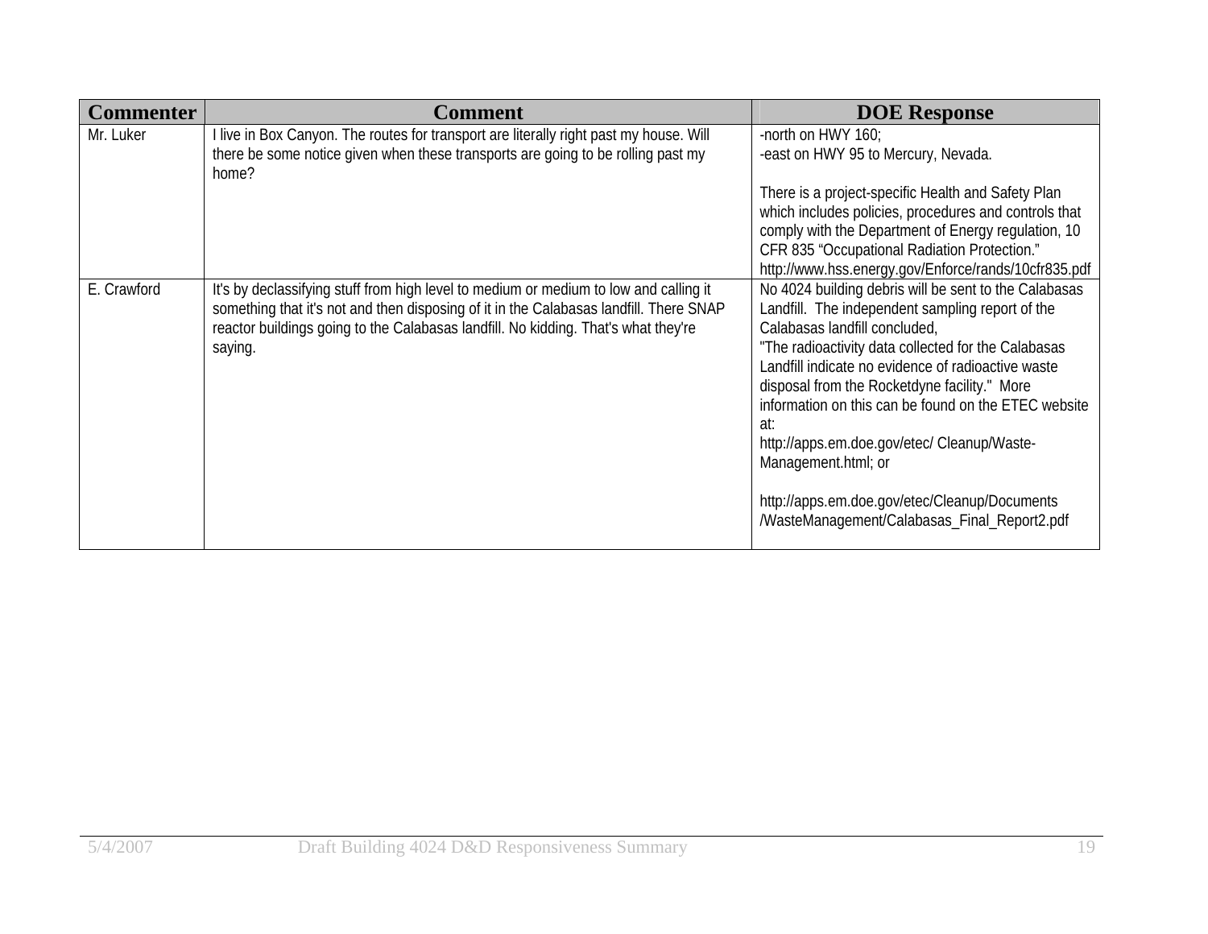| Commenter | Comment | DOE Response |
|---|---|---|
| Mr. Luker | I live in Box Canyon. The routes for transport are literally right past my house. Will there be some notice given when these transports are going to be rolling past my home? | -north on HWY 160;<br>-east on HWY 95 to Mercury, Nevada.<br><br>There is a project-specific Health and Safety Plan which includes policies, procedures and controls that comply with the Department of Energy regulation, 10 CFR 835 "Occupational Radiation Protection." http://www.hss.energy.gov/Enforce/rands/10cfr835.pdf |
| E. Crawford | It's by declassifying stuff from high level to medium or medium to low and calling it something that it's not and then disposing of it in the Calabasas landfill. There SNAP reactor buildings going to the Calabasas landfill. No kidding. That's what they're saying. | No 4024 building debris will be sent to the Calabasas Landfill. The independent sampling report of the Calabasas landfill concluded,<br>"The radioactivity data collected for the Calabasas Landfill indicate no evidence of radioactive waste disposal from the Rocketdyne facility." More information on this can be found on the ETEC website at:<br>http://apps.em.doe.gov/etec/ Cleanup/Waste-Management.html; or<br><br>http://apps.em.doe.gov/etec/Cleanup/Documents /WasteManagement/Calabasas_Final_Report2.pdf |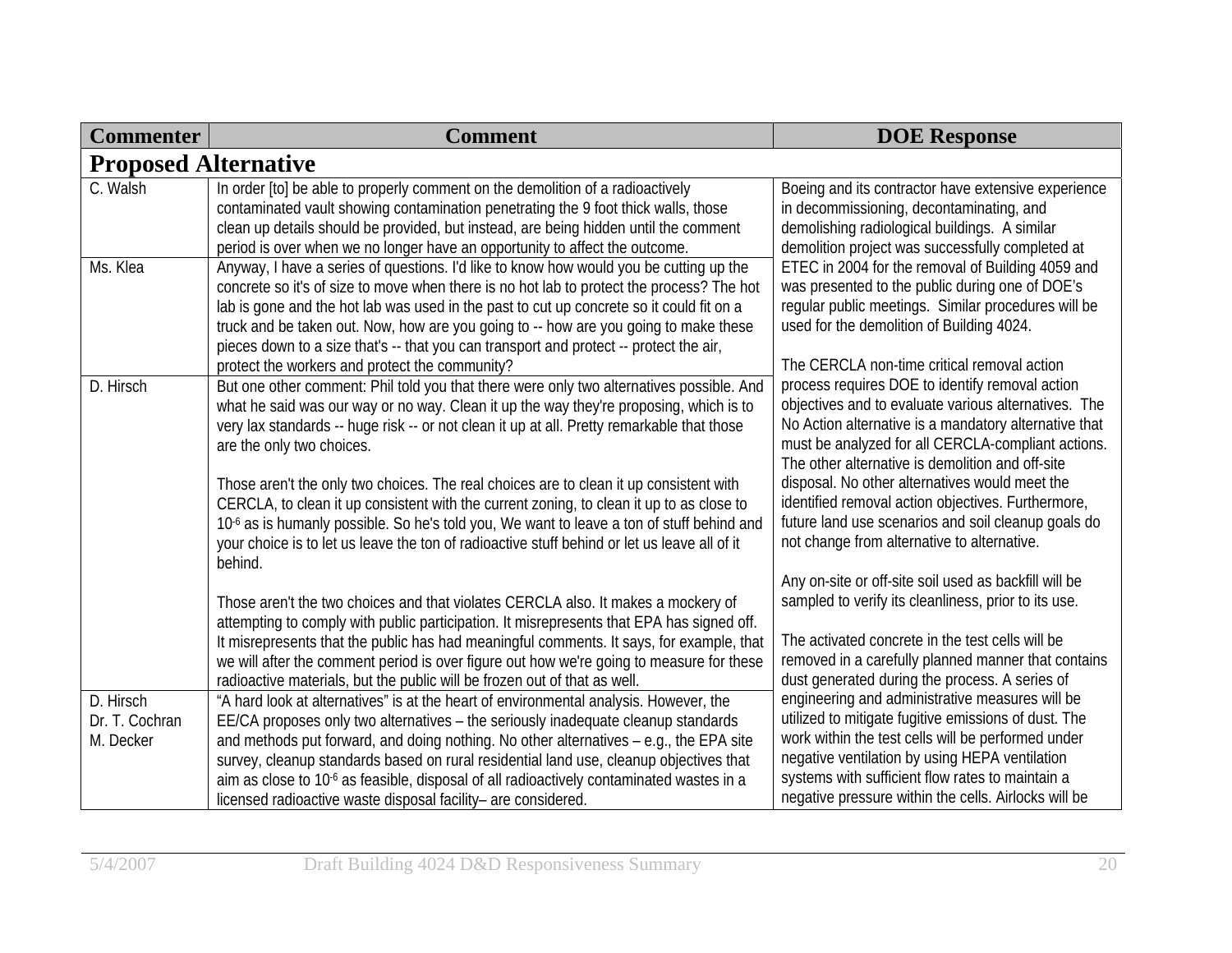| Commenter | Comment | DOE Response |
|---|---|---|
| **Proposed Alternative** | | |
| C. Walsh | In order [to] be able to properly comment on the demolition of a radioactively contaminated vault showing contamination penetrating the 9 foot thick walls, those clean up details should be provided, but instead, are being hidden until the comment period is over when we no longer have an opportunity to affect the outcome. | Boeing and its contractor have extensive experience in decommissioning, decontaminating, and demolishing radiological buildings. A similar demolition project was successfully completed at ETEC in 2004 for the removal of Building 4059 and was presented to the public during one of DOE's regular public meetings. Similar procedures will be used for the demolition of Building 4024.<br><br>The CERCLA non-time critical removal action process requires DOE to identify removal action objectives and to evaluate various alternatives. The No Action alternative is a mandatory alternative that must be analyzed for all CERCLA-compliant actions. The other alternative is demolition and off-site disposal. No other alternatives would meet the identified removal action objectives. Furthermore, future land use scenarios and soil cleanup goals do not change from alternative to alternative.<br><br>Any on-site or off-site soil used as backfill will be sampled to verify its cleanliness, prior to its use.<br><br>The activated concrete in the test cells will be removed in a carefully planned manner that contains dust generated during the process. A series of engineering and administrative measures will be utilized to mitigate fugitive emissions of dust. The work within the test cells will be performed under negative ventilation by using HEPA ventilation systems with sufficient flow rates to maintain a negative pressure within the cells. Airlocks will be |
| Ms. Klea | Anyway, I have a series of questions. I'd like to know how would you be cutting up the concrete so it's of size to move when there is no hot lab to protect the process? The hot lab is gone and the hot lab was used in the past to cut up concrete so it could fit on a truck and be taken out. Now, how are you going to -- how are you going to make these pieces down to a size that's -- that you can transport and protect -- protect the air, protect the workers and protect the community? | |
| D. Hirsch | But one other comment: Phil told you that there were only two alternatives possible. And what he said was our way or no way. Clean it up the way they're proposing, which is to very lax standards -- huge risk -- or not clean it up at all. Pretty remarkable that those are the only two choices.<br><br>Those aren't the only two choices. The real choices are to clean it up consistent with CERCLA, to clean it up consistent with the current zoning, to clean it up to as close to $10^{-6}$ as is humanly possible. So he's told you, We want to leave a ton of stuff behind and your choice is to let us leave the ton of radioactive stuff behind or let us leave all of it behind.<br><br>Those aren't the two choices and that violates CERCLA also. It makes a mockery of attempting to comply with public participation. It misrepresents that EPA has signed off. It misrepresents that the public has had meaningful comments. It says, for example, that we will after the comment period is over figure out how we're going to measure for these radioactive materials, but the public will be frozen out of that as well. | |
| D. Hirsch<br>Dr. T. Cochran<br>M. Decker | "A hard look at alternatives" is at the heart of environmental analysis. However, the EE/CA proposes only two alternatives – the seriously inadequate cleanup standards and methods put forward, and doing nothing. No other alternatives – e.g., the EPA site survey, cleanup standards based on rural residential land use, cleanup objectives that aim as close to $10^{-6}$ as feasible, disposal of all radioactively contaminated wastes in a licensed radioactive waste disposal facility– are considered. | |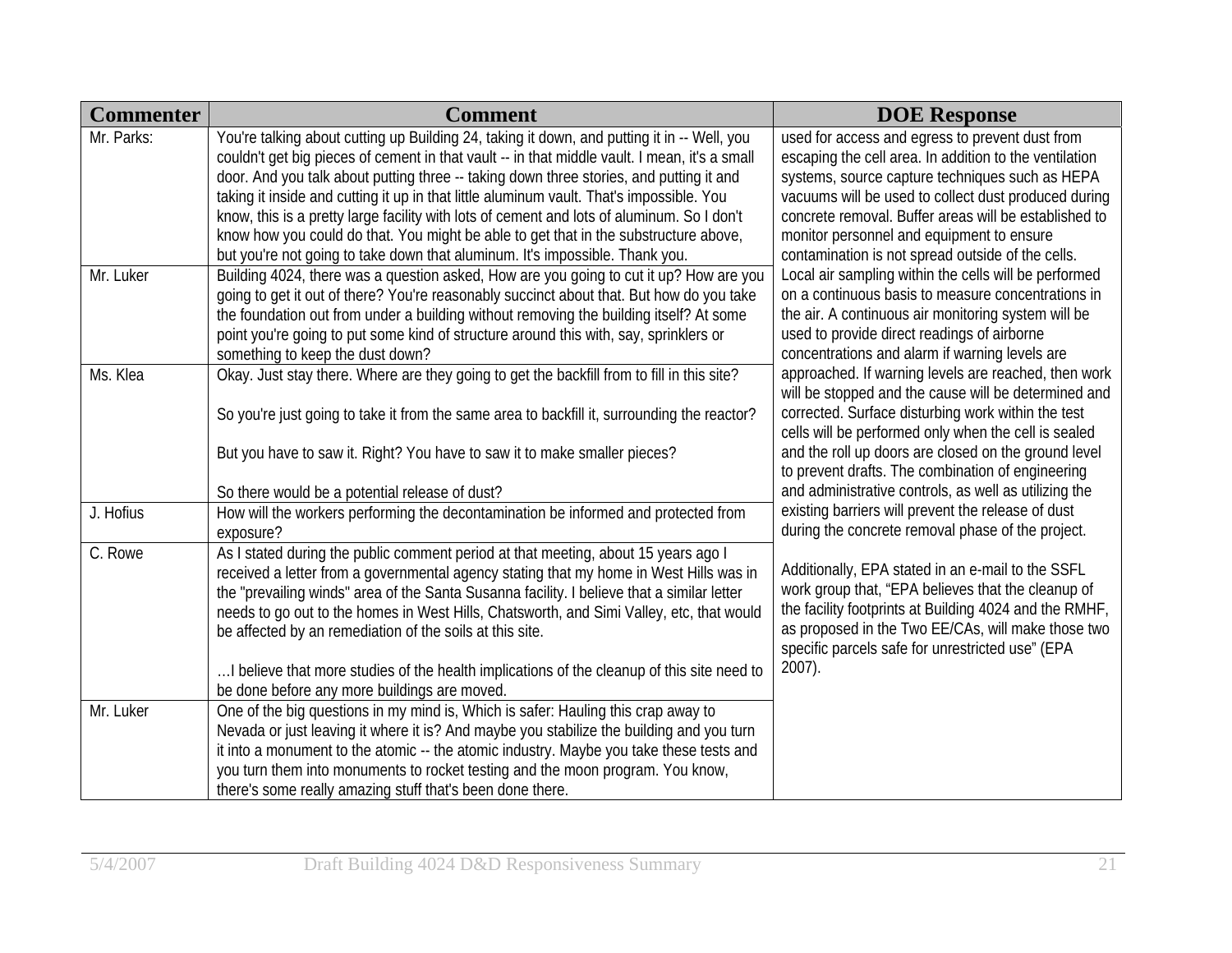| Commenter | Comment | DOE Response |
|---|---|---|
| Mr. Parks: | You're talking about cutting up Building 24, taking it down, and putting it in -- Well, you couldn't get big pieces of cement in that vault -- in that middle vault. I mean, it's a small door. And you talk about putting three -- taking down three stories, and putting it and taking it inside and cutting it up in that little aluminum vault. That's impossible. You know, this is a pretty large facility with lots of cement and lots of aluminum. So I don't know how you could do that. You might be able to get that in the substructure above, but you're not going to take down that aluminum. It's impossible. Thank you. | used for access and egress to prevent dust from escaping the cell area. In addition to the ventilation systems, source capture techniques such as HEPA vacuums will be used to collect dust produced during concrete removal. Buffer areas will be established to monitor personnel and equipment to ensure contamination is not spread outside of the cells. Local air sampling within the cells will be performed on a continuous basis to measure concentrations in the air. A continuous air monitoring system will be used to provide direct readings of airborne concentrations and alarm if warning levels are approached. If warning levels are reached, then work will be stopped and the cause will be determined and corrected. Surface disturbing work within the test cells will be performed only when the cell is sealed and the roll up doors are closed on the ground level to prevent drafts. The combination of engineering and administrative controls, as well as utilizing the existing barriers will prevent the release of dust during the concrete removal phase of the project.<br><br>Additionally, EPA stated in an e-mail to the SSFL work group that, "EPA believes that the cleanup of the facility footprints at Building 4024 and the RMHF, as proposed in the Two EE/CAs, will make those two specific parcels safe for unrestricted use" (EPA 2007). |
| Mr. Luker | Building 4024, there was a question asked, How are you going to cut it up? How are you going to get it out of there? You're reasonably succinct about that. But how do you take the foundation out from under a building without removing the building itself? At some point you're going to put some kind of structure around this with, say, sprinklers or something to keep the dust down? | |
| Ms. Klea | Okay. Just stay there. Where are they going to get the backfill from to fill in this site?<br><br>So you're just going to take it from the same area to backfill it, surrounding the reactor?<br><br>But you have to saw it. Right? You have to saw it to make smaller pieces?<br><br>So there would be a potential release of dust? | |
| J. Hofius | How will the workers performing the decontamination be informed and protected from exposure? | |
| C. Rowe | As I stated during the public comment period at that meeting, about 15 years ago I received a letter from a governmental agency stating that my home in West Hills was in the "prevailing winds" area of the Santa Susanna facility. I believe that a similar letter needs to go out to the homes in West Hills, Chatsworth, and Simi Valley, etc, that would be affected by an remediation of the soils at this site.<br><br>…I believe that more studies of the health implications of the cleanup of this site need to be done before any more buildings are moved. | |
| Mr. Luker | One of the big questions in my mind is, Which is safer: Hauling this crap away to Nevada or just leaving it where it is? And maybe you stabilize the building and you turn it into a monument to the atomic -- the atomic industry. Maybe you take these tests and you turn them into monuments to rocket testing and the moon program. You know, there's some really amazing stuff that's been done there. | |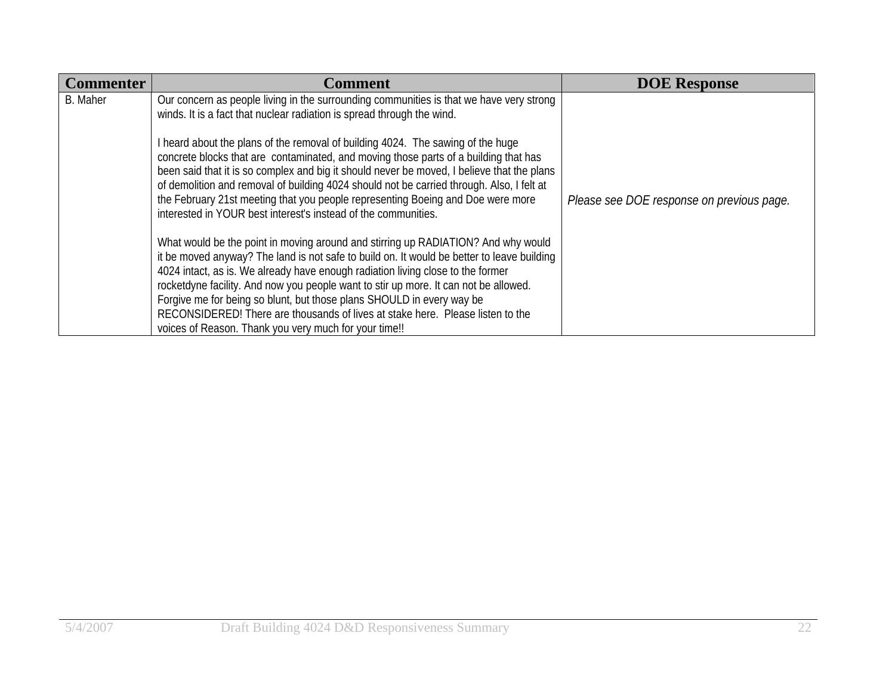| Commenter | Comment | DOE Response |
|---|---|---|
| B. Maher | Our concern as people living in the surrounding communities is that we have very strong winds. It is a fact that nuclear radiation is spread through the wind.<br><br>I heard about the plans of the removal of building 4024. The sawing of the huge concrete blocks that are contaminated, and moving those parts of a building that has been said that it is so complex and big it should never be moved, I believe that the plans of demolition and removal of building 4024 should not be carried through. Also, I felt at the February 21st meeting that you people representing Boeing and Doe were more interested in YOUR best interest's instead of the communities.<br><br>What would be the point in moving around and stirring up RADIATION? And why would it be moved anyway? The land is not safe to build on. It would be better to leave building 4024 intact, as is. We already have enough radiation living close to the former rocketdyne facility. And now you people want to stir up more. It can not be allowed. Forgive me for being so blunt, but those plans SHOULD in every way be RECONSIDERED! There are thousands of lives at stake here. Please listen to the voices of Reason. Thank you very much for your time!! | *Please see DOE response on previous page.* |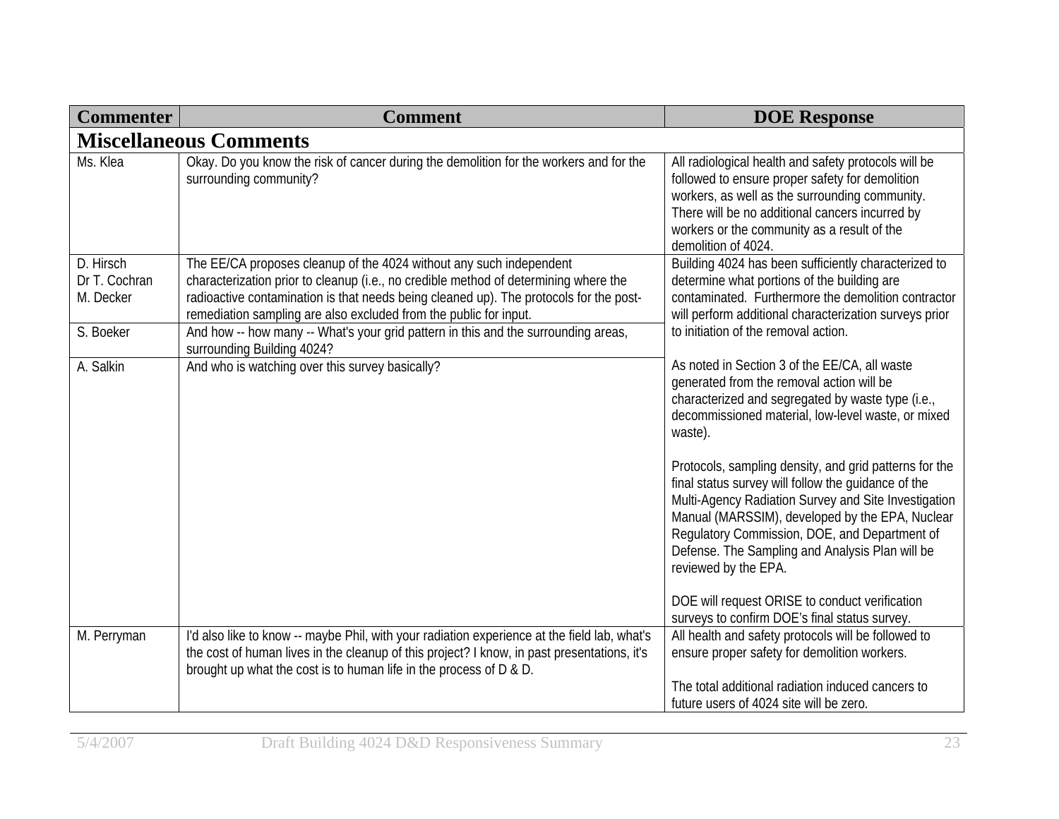| Commenter | Comment | DOE Response |
|---|---|---|
| **Miscellaneous Comments** | | |
| Ms. Klea | Okay. Do you know the risk of cancer during the demolition for the workers and for the surrounding community? | All radiological health and safety protocols will be followed to ensure proper safety for demolition workers, as well as the surrounding community. There will be no additional cancers incurred by workers or the community as a result of the demolition of 4024. |
| D. Hirsch<br>Dr T. Cochran<br>M. Decker | The EE/CA proposes cleanup of the 4024 without any such independent characterization prior to cleanup (i.e., no credible method of determining where the radioactive contamination is that needs being cleaned up). The protocols for the post-remediation sampling are also excluded from the public for input. | Building 4024 has been sufficiently characterized to determine what portions of the building are contaminated. Furthermore the demolition contractor will perform additional characterization surveys prior to initiation of the removal action.<br><br>As noted in Section 3 of the EE/CA, all waste generated from the removal action will be characterized and segregated by waste type (i.e., decommissioned material, low-level waste, or mixed waste).<br><br>Protocols, sampling density, and grid patterns for the final status survey will follow the guidance of the Multi-Agency Radiation Survey and Site Investigation Manual (MARSSIM), developed by the EPA, Nuclear Regulatory Commission, DOE, and Department of Defense. The Sampling and Analysis Plan will be reviewed by the EPA.<br><br>DOE will request ORISE to conduct verification surveys to confirm DOE's final status survey. |
| S. Boeker | And how -- how many -- What's your grid pattern in this and the surrounding areas, surrounding Building 4024? | |
| A. Salkin | And who is watching over this survey basically? | |
| M. Perryman | I'd also like to know -- maybe Phil, with your radiation experience at the field lab, what's the cost of human lives in the cleanup of this project? I know, in past presentations, it's brought up what the cost is to human life in the process of D & D. | All health and safety protocols will be followed to ensure proper safety for demolition workers.<br><br>The total additional radiation induced cancers to future users of 4024 site will be zero. |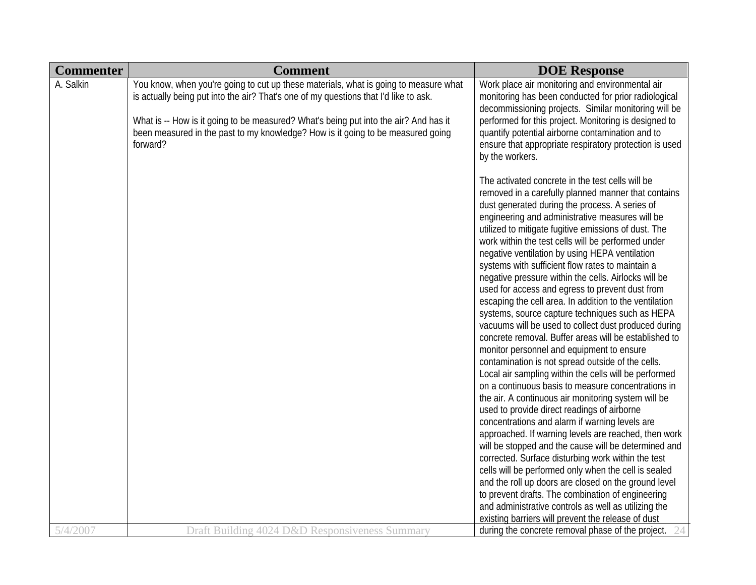| Commenter | Comment | DOE Response |
|---|---|---|
| A. Salkin | You know, when you're going to cut up these materials, what is going to measure what is actually being put into the air? That's one of my questions that I'd like to ask.<br><br>What is -- How is it going to be measured? What's being put into the air? And has it been measured in the past to my knowledge? How is it going to be measured going forward? | Work place air monitoring and environmental air monitoring has been conducted for prior radiological decommissioning projects. Similar monitoring will be performed for this project. Monitoring is designed to quantify potential airborne contamination and to ensure that appropriate respiratory protection is used by the workers.<br><br>The activated concrete in the test cells will be removed in a carefully planned manner that contains dust generated during the process. A series of engineering and administrative measures will be utilized to mitigate fugitive emissions of dust. The work within the test cells will be performed under negative ventilation by using HEPA ventilation systems with sufficient flow rates to maintain a negative pressure within the cells. Airlocks will be used for access and egress to prevent dust from escaping the cell area. In addition to the ventilation systems, source capture techniques such as HEPA vacuums will be used to collect dust produced during concrete removal. Buffer areas will be established to monitor personnel and equipment to ensure contamination is not spread outside of the cells. Local air sampling within the cells will be performed on a continuous basis to measure concentrations in the air. A continuous air monitoring system will be used to provide direct readings of airborne concentrations and alarm if warning levels are approached. If warning levels are reached, then work will be stopped and the cause will be determined and corrected. Surface disturbing work within the test cells will be performed only when the cell is sealed and the roll up doors are closed on the ground level to prevent drafts. The combination of engineering and administrative controls as well as utilizing the existing barriers will prevent the release of dust during the concrete removal phase of the project. |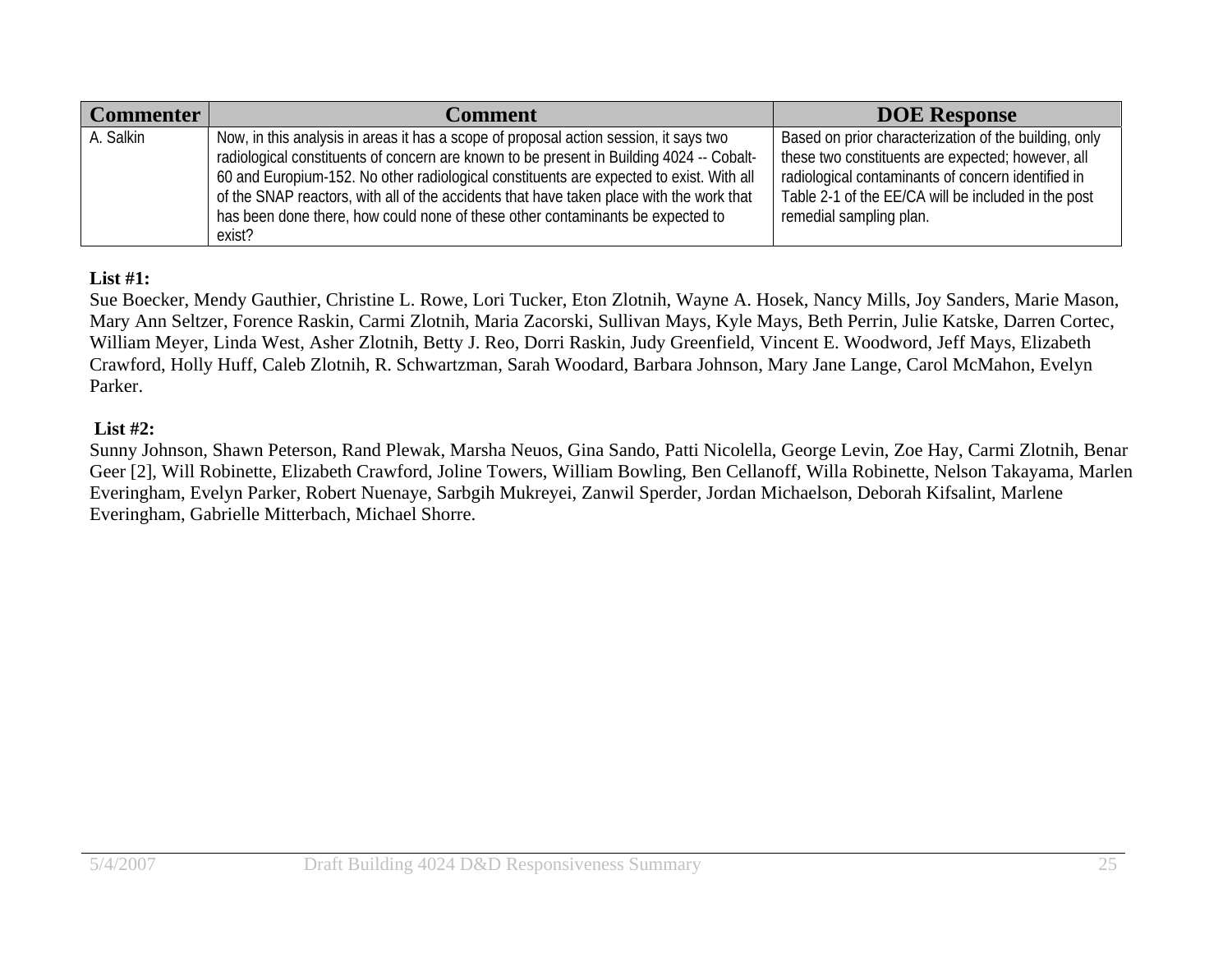| Commenter | Comment | DOE Response |
|---|---|---|
| A. Salkin | Now, in this analysis in areas it has a scope of proposal action session, it says two radiological constituents of concern are known to be present in Building 4024 -- Cobalt-60 and Europium-152. No other radiological constituents are expected to exist. With all of the SNAP reactors, with all of the accidents that have taken place with the work that has been done there, how could none of these other contaminants be expected to exist? | Based on prior characterization of the building, only these two constituents are expected; however, all radiological contaminants of concern identified in Table 2-1 of the EE/CA will be included in the post remedial sampling plan. |

**List #1:**
Sue Boecker, Mendy Gauthier, Christine L. Rowe, Lori Tucker, Eton Zlotnih, Wayne A. Hosek, Nancy Mills, Joy Sanders, Marie Mason, Mary Ann Seltzer, Forence Raskin, Carmi Zlotnih, Maria Zacorski, Sullivan Mays, Kyle Mays, Beth Perrin, Julie Katske, Darren Cortec, William Meyer, Linda West, Asher Zlotnih, Betty J. Reo, Dorri Raskin, Judy Greenfield, Vincent E. Woodword, Jeff Mays, Elizabeth Crawford, Holly Huff, Caleb Zlotnih, R. Schwartzman, Sarah Woodard, Barbara Johnson, Mary Jane Lange, Carol McMahon, Evelyn Parker.

**List #2:**
Sunny Johnson, Shawn Peterson, Rand Plewak, Marsha Neuos, Gina Sando, Patti Nicolella, George Levin, Zoe Hay, Carmi Zlotnih, Benar Geer [2], Will Robinette, Elizabeth Crawford, Joline Towers, William Bowling, Ben Cellanoff, Willa Robinette, Nelson Takayama, Marlen Everingham, Evelyn Parker, Robert Nuenaye, Sarbgih Mukreyei, Zanwil Sperder, Jordan Michaelson, Deborah Kifsalint, Marlene Everingham, Gabrielle Mitterbach, Michael Shorre.